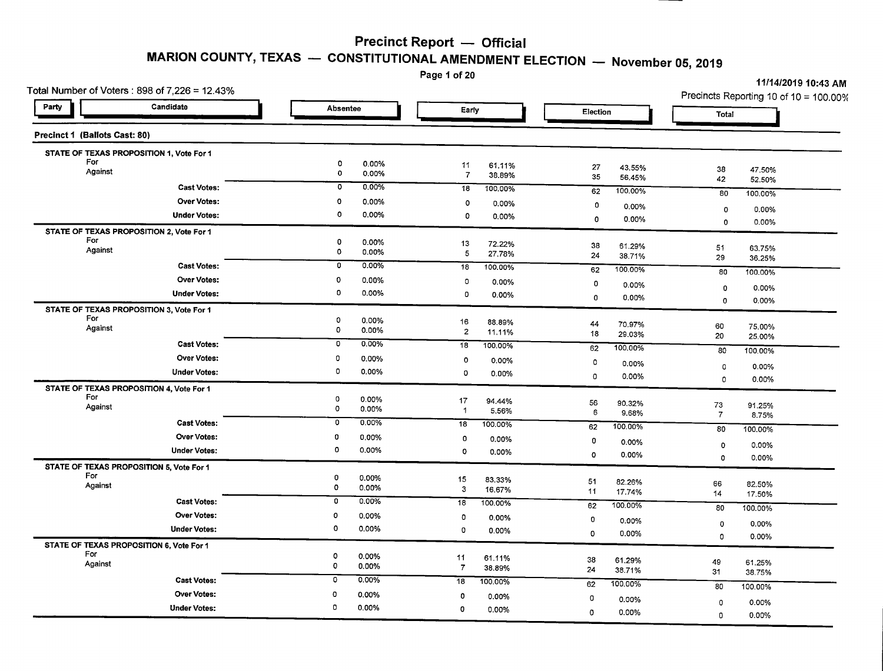# Precinct Report — Official

## MARION COUNTY, TEXAS — CONSTITUTIONAL AMENDMENT ELECTION — November 05, 2019

11/14/2019 10:43 AM

Total Number of Voters : 898 of 7,226 = 12.43%

Precincts Reporting 10 of 10 = 100.00%

### Precinct 1 (Ballots Cast: 80)

| Party | Candidate | Absentee | | Early | | Election | | Total | |
|---|---|---|---|---|---|---|---|---|---|
| **STATE OF TEXAS PROPOSITION 1, Vote For 1** | | | | | | | | | |
| | For | 0 | 0.00% | 11 | 61.11% | 27 | 43.55% | 38 | 47.50% |
| | Against | 0 | 0.00% | 7 | 38.89% | 35 | 56.45% | 42 | 52.50% |
| | **Cast Votes:** | 0 | 0.00% | 18 | 100.00% | 62 | 100.00% | 80 | 100.00% |
| | **Over Votes:** | 0 | 0.00% | 0 | 0.00% | 0 | 0.00% | 0 | 0.00% |
| | **Under Votes:** | 0 | 0.00% | 0 | 0.00% | 0 | 0.00% | 0 | 0.00% |
| **STATE OF TEXAS PROPOSITION 2, Vote For 1** | | | | | | | | | |
| | For | 0 | 0.00% | 13 | 72.22% | 38 | 61.29% | 51 | 63.75% |
| | Against | 0 | 0.00% | 5 | 27.78% | 24 | 38.71% | 29 | 36.25% |
| | **Cast Votes:** | 0 | 0.00% | 18 | 100.00% | 62 | 100.00% | 80 | 100.00% |
| | **Over Votes:** | 0 | 0.00% | 0 | 0.00% | 0 | 0.00% | 0 | 0.00% |
| | **Under Votes:** | 0 | 0.00% | 0 | 0.00% | 0 | 0.00% | 0 | 0.00% |
| **STATE OF TEXAS PROPOSITION 3, Vote For 1** | | | | | | | | | |
| | For | 0 | 0.00% | 16 | 88.89% | 44 | 70.97% | 60 | 75.00% |
| | Against | 0 | 0.00% | 2 | 11.11% | 18 | 29.03% | 20 | 25.00% |
| | **Cast Votes:** | 0 | 0.00% | 18 | 100.00% | 62 | 100.00% | 80 | 100.00% |
| | **Over Votes:** | 0 | 0.00% | 0 | 0.00% | 0 | 0.00% | 0 | 0.00% |
| | **Under Votes:** | 0 | 0.00% | 0 | 0.00% | 0 | 0.00% | 0 | 0.00% |
| **STATE OF TEXAS PROPOSITION 4, Vote For 1** | | | | | | | | | |
| | For | 0 | 0.00% | 17 | 94.44% | 56 | 90.32% | 73 | 91.25% |
| | Against | 0 | 0.00% | 1 | 5.56% | 6 | 9.68% | 7 | 8.75% |
| | **Cast Votes:** | 0 | 0.00% | 18 | 100.00% | 62 | 100.00% | 80 | 100.00% |
| | **Over Votes:** | 0 | 0.00% | 0 | 0.00% | 0 | 0.00% | 0 | 0.00% |
| | **Under Votes:** | 0 | 0.00% | 0 | 0.00% | 0 | 0.00% | 0 | 0.00% |
| **STATE OF TEXAS PROPOSITION 5, Vote For 1** | | | | | | | | | |
| | For | 0 | 0.00% | 15 | 83.33% | 51 | 82.26% | 66 | 82.50% |
| | Against | 0 | 0.00% | 3 | 16.67% | 11 | 17.74% | 14 | 17.50% |
| | **Cast Votes:** | 0 | 0.00% | 18 | 100.00% | 62 | 100.00% | 80 | 100.00% |
| | **Over Votes:** | 0 | 0.00% | 0 | 0.00% | 0 | 0.00% | 0 | 0.00% |
| | **Under Votes:** | 0 | 0.00% | 0 | 0.00% | 0 | 0.00% | 0 | 0.00% |
| **STATE OF TEXAS PROPOSITION 6, Vote For 1** | | | | | | | | | |
| | For | 0 | 0.00% | 11 | 61.11% | 38 | 61.29% | 49 | 61.25% |
| | Against | 0 | 0.00% | 7 | 38.89% | 24 | 38.71% | 31 | 38.75% |
| | **Cast Votes:** | 0 | 0.00% | 18 | 100.00% | 62 | 100.00% | 80 | 100.00% |
| | **Over Votes:** | 0 | 0.00% | 0 | 0.00% | 0 | 0.00% | 0 | 0.00% |
| | **Under Votes:** | 0 | 0.00% | 0 | 0.00% | 0 | 0.00% | 0 | 0.00% |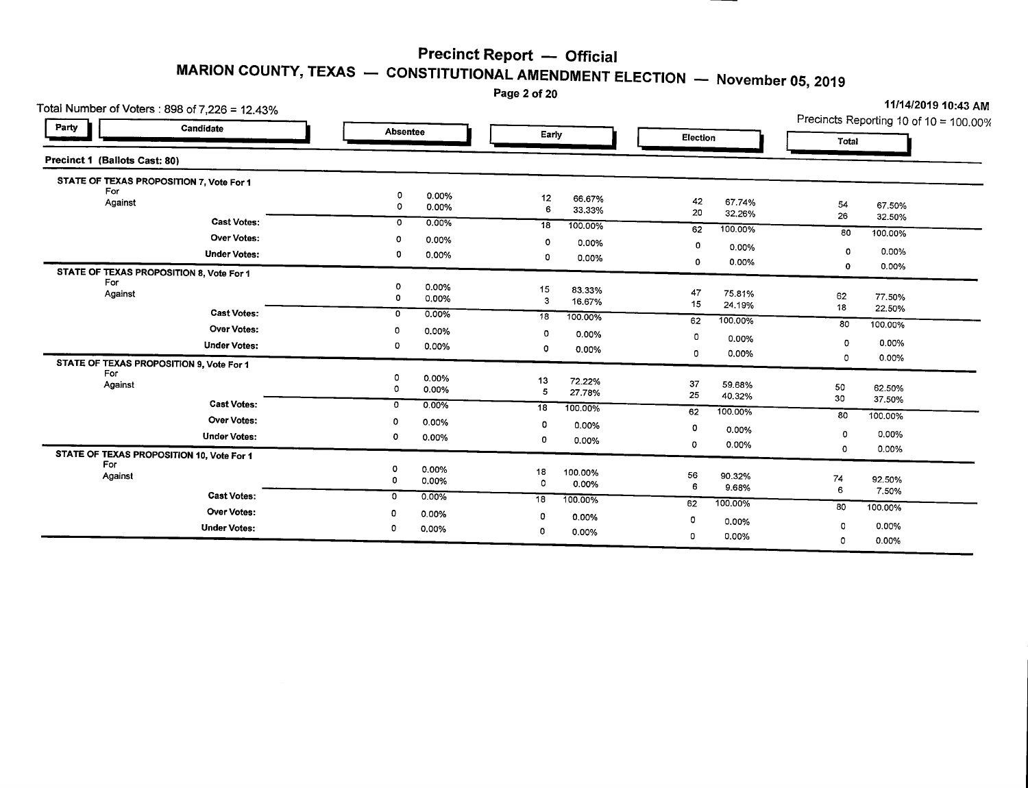# Precinct Report — Official

## MARION COUNTY, TEXAS — CONSTITUTIONAL AMENDMENT ELECTION — November 05, 2019

Total Number of Voters : 898 of 7,226 = 12.43%

11/14/2019 10:43 AM

Precincts Reporting 10 of 10 = 100.00%

### Precinct 1 (Ballots Cast: 80)

| Party | Candidate | Absentee | | Early | | Election | | Total | |
|---|---|---|---|---|---|---|---|---|---|
| | **STATE OF TEXAS PROPOSITION 7, Vote For 1** | | | | | | | | |
| | For | 0 | 0.00% | 12 | 66.67% | 42 | 67.74% | 54 | 67.50% |
| | Against | 0 | 0.00% | 6 | 33.33% | 20 | 32.26% | 26 | 32.50% |
| | **Cast Votes:** | 0 | 0.00% | 18 | 100.00% | 62 | 100.00% | 80 | 100.00% |
| | **Over Votes:** | 0 | 0.00% | 0 | 0.00% | 0 | 0.00% | 0 | 0.00% |
| | **Under Votes:** | 0 | 0.00% | 0 | 0.00% | 0 | 0.00% | 0 | 0.00% |
| | **STATE OF TEXAS PROPOSITION 8, Vote For 1** | | | | | | | | |
| | For | 0 | 0.00% | 15 | 83.33% | 47 | 75.81% | 62 | 77.50% |
| | Against | 0 | 0.00% | 3 | 16.67% | 15 | 24.19% | 18 | 22.50% |
| | **Cast Votes:** | 0 | 0.00% | 18 | 100.00% | 62 | 100.00% | 80 | 100.00% |
| | **Over Votes:** | 0 | 0.00% | 0 | 0.00% | 0 | 0.00% | 0 | 0.00% |
| | **Under Votes:** | 0 | 0.00% | 0 | 0.00% | 0 | 0.00% | 0 | 0.00% |
| | **STATE OF TEXAS PROPOSITION 9, Vote For 1** | | | | | | | | |
| | For | 0 | 0.00% | 13 | 72.22% | 37 | 59.68% | 50 | 62.50% |
| | Against | 0 | 0.00% | 5 | 27.78% | 25 | 40.32% | 30 | 37.50% |
| | **Cast Votes:** | 0 | 0.00% | 18 | 100.00% | 62 | 100.00% | 80 | 100.00% |
| | **Over Votes:** | 0 | 0.00% | 0 | 0.00% | 0 | 0.00% | 0 | 0.00% |
| | **Under Votes:** | 0 | 0.00% | 0 | 0.00% | 0 | 0.00% | 0 | 0.00% |
| | **STATE OF TEXAS PROPOSITION 10, Vote For 1** | | | | | | | | |
| | For | 0 | 0.00% | 18 | 100.00% | 56 | 90.32% | 74 | 92.50% |
| | Against | 0 | 0.00% | 0 | 0.00% | 6 | 9.68% | 6 | 7.50% |
| | **Cast Votes:** | 0 | 0.00% | 18 | 100.00% | 62 | 100.00% | 80 | 100.00% |
| | **Over Votes:** | 0 | 0.00% | 0 | 0.00% | 0 | 0.00% | 0 | 0.00% |
| | **Under Votes:** | 0 | 0.00% | 0 | 0.00% | 0 | 0.00% | 0 | 0.00% |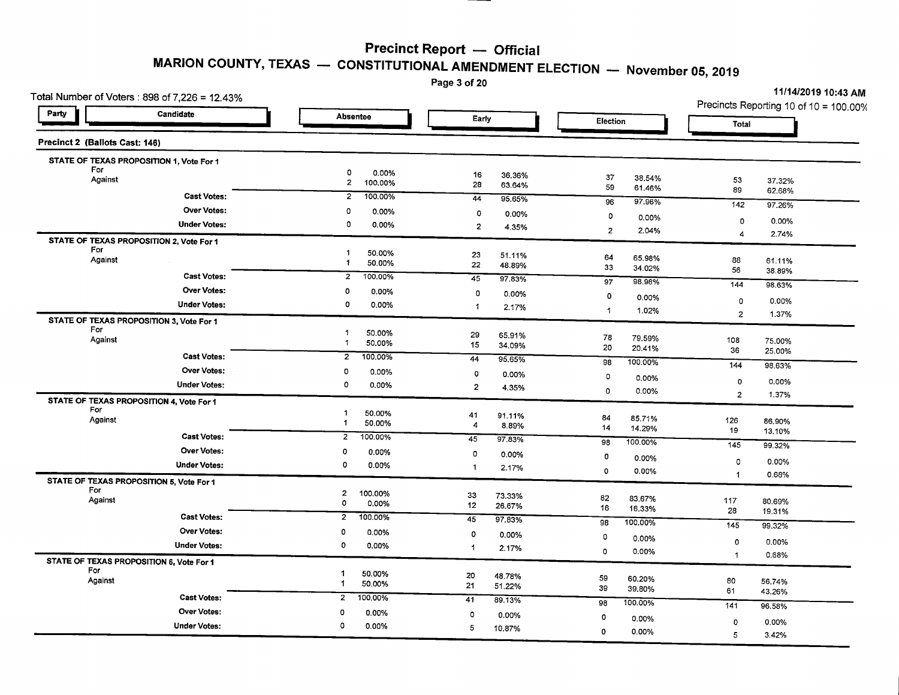# Precinct Report — Official

## MARION COUNTY, TEXAS — CONSTITUTIONAL AMENDMENT ELECTION — November 05, 2019

11/14/2019 10:43 AM

Total Number of Voters : 898 of 7,226 = 12.43%

Precincts Reporting 10 of 10 = 100.00%

### Precinct 2 (Ballots Cast: 146)

| Party | Candidate | Absentee | | Early | | Election | | Total | |
|---|---|---|---|---|---|---|---|---|---|
| **STATE OF TEXAS PROPOSITION 1, Vote For 1** | | | | | | | | | |
| | For | 0 | 0.00% | 16 | 36.36% | 37 | 38.54% | 53 | 37.32% |
| | Against | 2 | 100.00% | 28 | 63.64% | 59 | 61.46% | 89 | 62.68% |
| | Cast Votes: | 2 | 100.00% | 44 | 95.65% | 96 | 97.96% | 142 | 97.26% |
| | Over Votes: | 0 | 0.00% | 0 | 0.00% | 0 | 0.00% | 0 | 0.00% |
| | Under Votes: | 0 | 0.00% | 2 | 4.35% | 2 | 2.04% | 4 | 2.74% |
| **STATE OF TEXAS PROPOSITION 2, Vote For 1** | | | | | | | | | |
| | For | 1 | 50.00% | 23 | 51.11% | 64 | 65.98% | 88 | 61.11% |
| | Against | 1 | 50.00% | 22 | 48.89% | 33 | 34.02% | 56 | 38.89% |
| | Cast Votes: | 2 | 100.00% | 45 | 97.83% | 97 | 98.98% | 144 | 98.63% |
| | Over Votes: | 0 | 0.00% | 0 | 0.00% | 0 | 0.00% | 0 | 0.00% |
| | Under Votes: | 0 | 0.00% | 1 | 2.17% | 1 | 1.02% | 2 | 1.37% |
| **STATE OF TEXAS PROPOSITION 3, Vote For 1** | | | | | | | | | |
| | For | 1 | 50.00% | 29 | 65.91% | 78 | 79.59% | 108 | 75.00% |
| | Against | 1 | 50.00% | 15 | 34.09% | 20 | 20.41% | 36 | 25.00% |
| | Cast Votes: | 2 | 100.00% | 44 | 95.65% | 98 | 100.00% | 144 | 98.63% |
| | Over Votes: | 0 | 0.00% | 0 | 0.00% | 0 | 0.00% | 0 | 0.00% |
| | Under Votes: | 0 | 0.00% | 2 | 4.35% | 0 | 0.00% | 2 | 1.37% |
| **STATE OF TEXAS PROPOSITION 4, Vote For 1** | | | | | | | | | |
| | For | 1 | 50.00% | 41 | 91.11% | 84 | 85.71% | 126 | 86.90% |
| | Against | 1 | 50.00% | 4 | 8.89% | 14 | 14.29% | 19 | 13.10% |
| | Cast Votes: | 2 | 100.00% | 45 | 97.83% | 98 | 100.00% | 145 | 99.32% |
| | Over Votes: | 0 | 0.00% | 0 | 0.00% | 0 | 0.00% | 0 | 0.00% |
| | Under Votes: | 0 | 0.00% | 1 | 2.17% | 0 | 0.00% | 1 | 0.68% |
| **STATE OF TEXAS PROPOSITION 5, Vote For 1** | | | | | | | | | |
| | For | 2 | 100.00% | 33 | 73.33% | 82 | 83.67% | 117 | 80.69% |
| | Against | 0 | 0.00% | 12 | 26.67% | 16 | 16.33% | 28 | 19.31% |
| | Cast Votes: | 2 | 100.00% | 45 | 97.83% | 98 | 100.00% | 145 | 99.32% |
| | Over Votes: | 0 | 0.00% | 0 | 0.00% | 0 | 0.00% | 0 | 0.00% |
| | Under Votes: | 0 | 0.00% | 1 | 2.17% | 0 | 0.00% | 1 | 0.68% |
| **STATE OF TEXAS PROPOSITION 6, Vote For 1** | | | | | | | | | |
| | For | 1 | 50.00% | 20 | 48.78% | 59 | 60.20% | 80 | 56.74% |
| | Against | 1 | 50.00% | 21 | 51.22% | 39 | 39.80% | 61 | 43.26% |
| | Cast Votes: | 2 | 100.00% | 41 | 89.13% | 98 | 100.00% | 141 | 96.58% |
| | Over Votes: | 0 | 0.00% | 0 | 0.00% | 0 | 0.00% | 0 | 0.00% |
| | Under Votes: | 0 | 0.00% | 5 | 10.87% | 0 | 0.00% | 5 | 3.42% |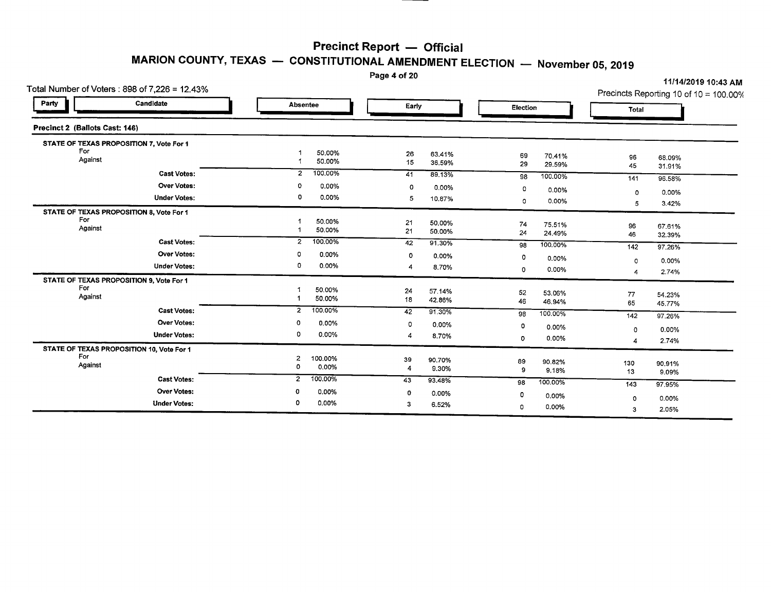# Precinct Report — Official

## MARION COUNTY, TEXAS — CONSTITUTIONAL AMENDMENT ELECTION — November 05, 2019

Total Number of Voters : 898 of 7,226 = 12.43%

11/14/2019 10:43 AM

Precincts Reporting 10 of 10 = 100.00%

### Precinct 2 (Ballots Cast: 146)

| Party | Candidate | Absentee | | Early | | Election | | Total | |
|---|---|---|---|---|---|---|---|---|---|
| **STATE OF TEXAS PROPOSITION 7, Vote For 1** | | | | | | | | | |
| | For | 1 | 50.00% | 26 | 63.41% | 69 | 70.41% | 96 | 68.09% |
| | Against | 1 | 50.00% | 15 | 36.59% | 29 | 29.59% | 45 | 31.91% |
| | **Cast Votes:** | 2 | 100.00% | 41 | 89.13% | 98 | 100.00% | 141 | 96.58% |
| | **Over Votes:** | 0 | 0.00% | 0 | 0.00% | 0 | 0.00% | 0 | 0.00% |
| | **Under Votes:** | 0 | 0.00% | 5 | 10.87% | 0 | 0.00% | 5 | 3.42% |
| **STATE OF TEXAS PROPOSITION 8, Vote For 1** | | | | | | | | | |
| | For | 1 | 50.00% | 21 | 50.00% | 74 | 75.51% | 96 | 67.61% |
| | Against | 1 | 50.00% | 21 | 50.00% | 24 | 24.49% | 46 | 32.39% |
| | **Cast Votes:** | 2 | 100.00% | 42 | 91.30% | 98 | 100.00% | 142 | 97.26% |
| | **Over Votes:** | 0 | 0.00% | 0 | 0.00% | 0 | 0.00% | 0 | 0.00% |
| | **Under Votes:** | 0 | 0.00% | 4 | 8.70% | 0 | 0.00% | 4 | 2.74% |
| **STATE OF TEXAS PROPOSITION 9, Vote For 1** | | | | | | | | | |
| | For | 1 | 50.00% | 24 | 57.14% | 52 | 53.06% | 77 | 54.23% |
| | Against | 1 | 50.00% | 18 | 42.86% | 46 | 46.94% | 65 | 45.77% |
| | **Cast Votes:** | 2 | 100.00% | 42 | 91.30% | 98 | 100.00% | 142 | 97.26% |
| | **Over Votes:** | 0 | 0.00% | 0 | 0.00% | 0 | 0.00% | 0 | 0.00% |
| | **Under Votes:** | 0 | 0.00% | 4 | 8.70% | 0 | 0.00% | 4 | 2.74% |
| **STATE OF TEXAS PROPOSITION 10, Vote For 1** | | | | | | | | | |
| | For | 2 | 100.00% | 39 | 90.70% | 89 | 90.82% | 130 | 90.91% |
| | Against | 0 | 0.00% | 4 | 9.30% | 9 | 9.18% | 13 | 9.09% |
| | **Cast Votes:** | 2 | 100.00% | 43 | 93.48% | 98 | 100.00% | 143 | 97.95% |
| | **Over Votes:** | 0 | 0.00% | 0 | 0.00% | 0 | 0.00% | 0 | 0.00% |
| | **Under Votes:** | 0 | 0.00% | 3 | 6.52% | 0 | 0.00% | 3 | 2.05% |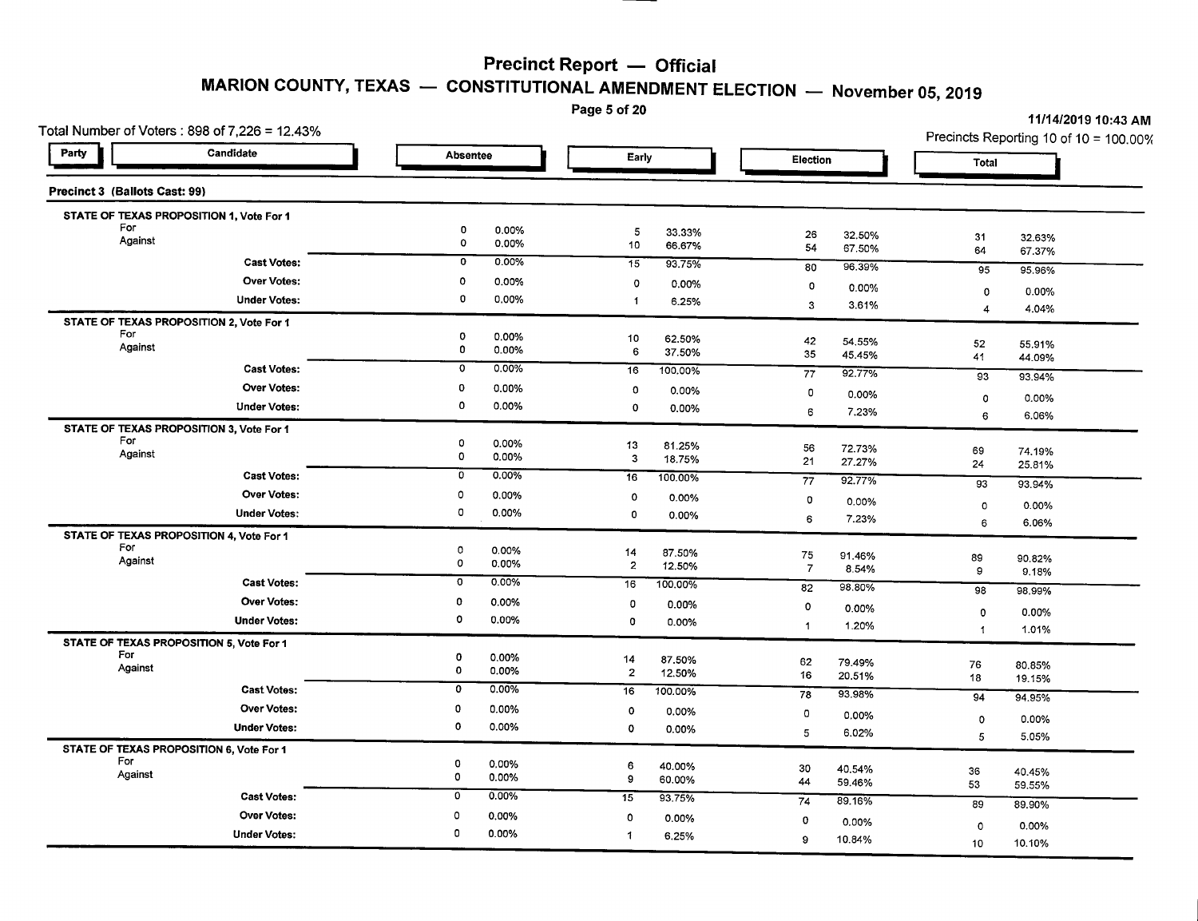# Precinct Report — Official

## MARION COUNTY, TEXAS — CONSTITUTIONAL AMENDMENT ELECTION — November 05, 2019

11/14/2019 10:43 AM

Total Number of Voters : 898 of 7,226 = 12.43%

Precincts Reporting 10 of 10 = 100.00%

### Precinct 3 (Ballots Cast: 99)

| Party | Candidate | Absentee | | Early | | Election | | Total | |
|---|---|---|---|---|---|---|---|---|---|
| **STATE OF TEXAS PROPOSITION 1, Vote For 1** | | | | | | | | | |
| | For | 0 | 0.00% | 5 | 33.33% | 26 | 32.50% | 31 | 32.63% |
| | Against | 0 | 0.00% | 10 | 66.67% | 54 | 67.50% | 64 | 67.37% |
| | **Cast Votes:** | 0 | 0.00% | 15 | 93.75% | 80 | 96.39% | 95 | 95.96% |
| | **Over Votes:** | 0 | 0.00% | 0 | 0.00% | 0 | 0.00% | 0 | 0.00% |
| | **Under Votes:** | 0 | 0.00% | 1 | 6.25% | 3 | 3.61% | 4 | 4.04% |
| **STATE OF TEXAS PROPOSITION 2, Vote For 1** | | | | | | | | | |
| | For | 0 | 0.00% | 10 | 62.50% | 42 | 54.55% | 52 | 55.91% |
| | Against | 0 | 0.00% | 6 | 37.50% | 35 | 45.45% | 41 | 44.09% |
| | **Cast Votes:** | 0 | 0.00% | 16 | 100.00% | 77 | 92.77% | 93 | 93.94% |
| | **Over Votes:** | 0 | 0.00% | 0 | 0.00% | 0 | 0.00% | 0 | 0.00% |
| | **Under Votes:** | 0 | 0.00% | 0 | 0.00% | 6 | 7.23% | 6 | 6.06% |
| **STATE OF TEXAS PROPOSITION 3, Vote For 1** | | | | | | | | | |
| | For | 0 | 0.00% | 13 | 81.25% | 56 | 72.73% | 69 | 74.19% |
| | Against | 0 | 0.00% | 3 | 18.75% | 21 | 27.27% | 24 | 25.81% |
| | **Cast Votes:** | 0 | 0.00% | 16 | 100.00% | 77 | 92.77% | 93 | 93.94% |
| | **Over Votes:** | 0 | 0.00% | 0 | 0.00% | 0 | 0.00% | 0 | 0.00% |
| | **Under Votes:** | 0 | 0.00% | 0 | 0.00% | 6 | 7.23% | 6 | 6.06% |
| **STATE OF TEXAS PROPOSITION 4, Vote For 1** | | | | | | | | | |
| | For | 0 | 0.00% | 14 | 87.50% | 75 | 91.46% | 89 | 90.82% |
| | Against | 0 | 0.00% | 2 | 12.50% | 7 | 8.54% | 9 | 9.18% |
| | **Cast Votes:** | 0 | 0.00% | 16 | 100.00% | 82 | 98.80% | 98 | 98.99% |
| | **Over Votes:** | 0 | 0.00% | 0 | 0.00% | 0 | 0.00% | 0 | 0.00% |
| | **Under Votes:** | 0 | 0.00% | 0 | 0.00% | 1 | 1.20% | 1 | 1.01% |
| **STATE OF TEXAS PROPOSITION 5, Vote For 1** | | | | | | | | | |
| | For | 0 | 0.00% | 14 | 87.50% | 62 | 79.49% | 76 | 80.85% |
| | Against | 0 | 0.00% | 2 | 12.50% | 16 | 20.51% | 18 | 19.15% |
| | **Cast Votes:** | 0 | 0.00% | 16 | 100.00% | 78 | 93.98% | 94 | 94.95% |
| | **Over Votes:** | 0 | 0.00% | 0 | 0.00% | 0 | 0.00% | 0 | 0.00% |
| | **Under Votes:** | 0 | 0.00% | 0 | 0.00% | 5 | 6.02% | 5 | 5.05% |
| **STATE OF TEXAS PROPOSITION 6, Vote For 1** | | | | | | | | | |
| | For | 0 | 0.00% | 6 | 40.00% | 30 | 40.54% | 36 | 40.45% |
| | Against | 0 | 0.00% | 9 | 60.00% | 44 | 59.46% | 53 | 59.55% |
| | **Cast Votes:** | 0 | 0.00% | 15 | 93.75% | 74 | 89.16% | 89 | 89.90% |
| | **Over Votes:** | 0 | 0.00% | 0 | 0.00% | 0 | 0.00% | 0 | 0.00% |
| | **Under Votes:** | 0 | 0.00% | 1 | 6.25% | 9 | 10.84% | 10 | 10.10% |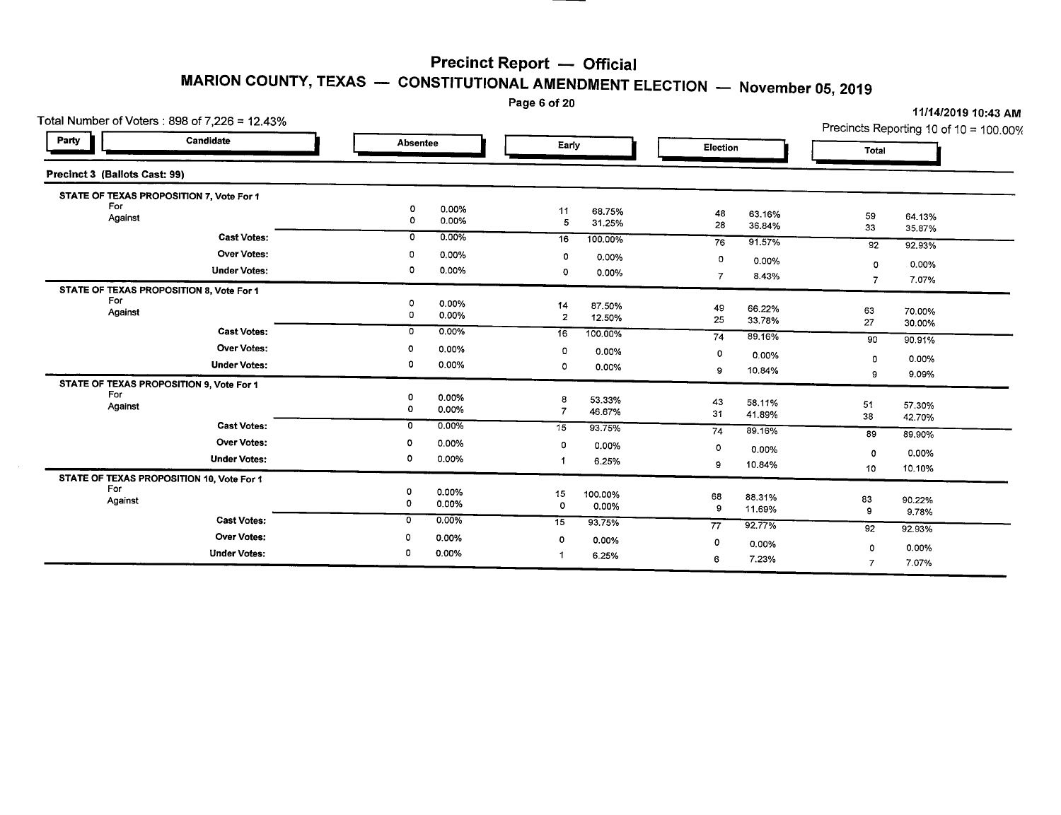# Precinct Report — Official

## MARION COUNTY, TEXAS — CONSTITUTIONAL AMENDMENT ELECTION — November 05, 2019

Total Number of Voters : 898 of 7,226 = 12.43%

11/14/2019 10:43 AM

Precincts Reporting 10 of 10 = 100.00%

### Precinct 3 (Ballots Cast: 99)

| Party | Candidate | Absentee | | Early | | Election | | Total | |
|---|---|---|---|---|---|---|---|---|---|
| **STATE OF TEXAS PROPOSITION 7, Vote For 1** | | | | | | | | | |
| | For | 0 | 0.00% | 11 | 68.75% | 48 | 63.16% | 59 | 64.13% |
| | Against | 0 | 0.00% | 5 | 31.25% | 28 | 36.84% | 33 | 35.87% |
| | **Cast Votes:** | 0 | 0.00% | 16 | 100.00% | 76 | 91.57% | 92 | 92.93% |
| | **Over Votes:** | 0 | 0.00% | 0 | 0.00% | 0 | 0.00% | 0 | 0.00% |
| | **Under Votes:** | 0 | 0.00% | 0 | 0.00% | 7 | 8.43% | 7 | 7.07% |
| **STATE OF TEXAS PROPOSITION 8, Vote For 1** | | | | | | | | | |
| | For | 0 | 0.00% | 14 | 87.50% | 49 | 66.22% | 63 | 70.00% |
| | Against | 0 | 0.00% | 2 | 12.50% | 25 | 33.78% | 27 | 30.00% |
| | **Cast Votes:** | 0 | 0.00% | 16 | 100.00% | 74 | 89.16% | 90 | 90.91% |
| | **Over Votes:** | 0 | 0.00% | 0 | 0.00% | 0 | 0.00% | 0 | 0.00% |
| | **Under Votes:** | 0 | 0.00% | 0 | 0.00% | 9 | 10.84% | 9 | 9.09% |
| **STATE OF TEXAS PROPOSITION 9, Vote For 1** | | | | | | | | | |
| | For | 0 | 0.00% | 8 | 53.33% | 43 | 58.11% | 51 | 57.30% |
| | Against | 0 | 0.00% | 7 | 46.67% | 31 | 41.89% | 38 | 42.70% |
| | **Cast Votes:** | 0 | 0.00% | 15 | 93.75% | 74 | 89.16% | 89 | 89.90% |
| | **Over Votes:** | 0 | 0.00% | 0 | 0.00% | 0 | 0.00% | 0 | 0.00% |
| | **Under Votes:** | 0 | 0.00% | 1 | 6.25% | 9 | 10.84% | 10 | 10.10% |
| **STATE OF TEXAS PROPOSITION 10, Vote For 1** | | | | | | | | | |
| | For | 0 | 0.00% | 15 | 100.00% | 68 | 88.31% | 83 | 90.22% |
| | Against | 0 | 0.00% | 0 | 0.00% | 9 | 11.69% | 9 | 9.78% |
| | **Cast Votes:** | 0 | 0.00% | 15 | 93.75% | 77 | 92.77% | 92 | 92.93% |
| | **Over Votes:** | 0 | 0.00% | 0 | 0.00% | 0 | 0.00% | 0 | 0.00% |
| | **Under Votes:** | 0 | 0.00% | 1 | 6.25% | 6 | 7.23% | 7 | 7.07% |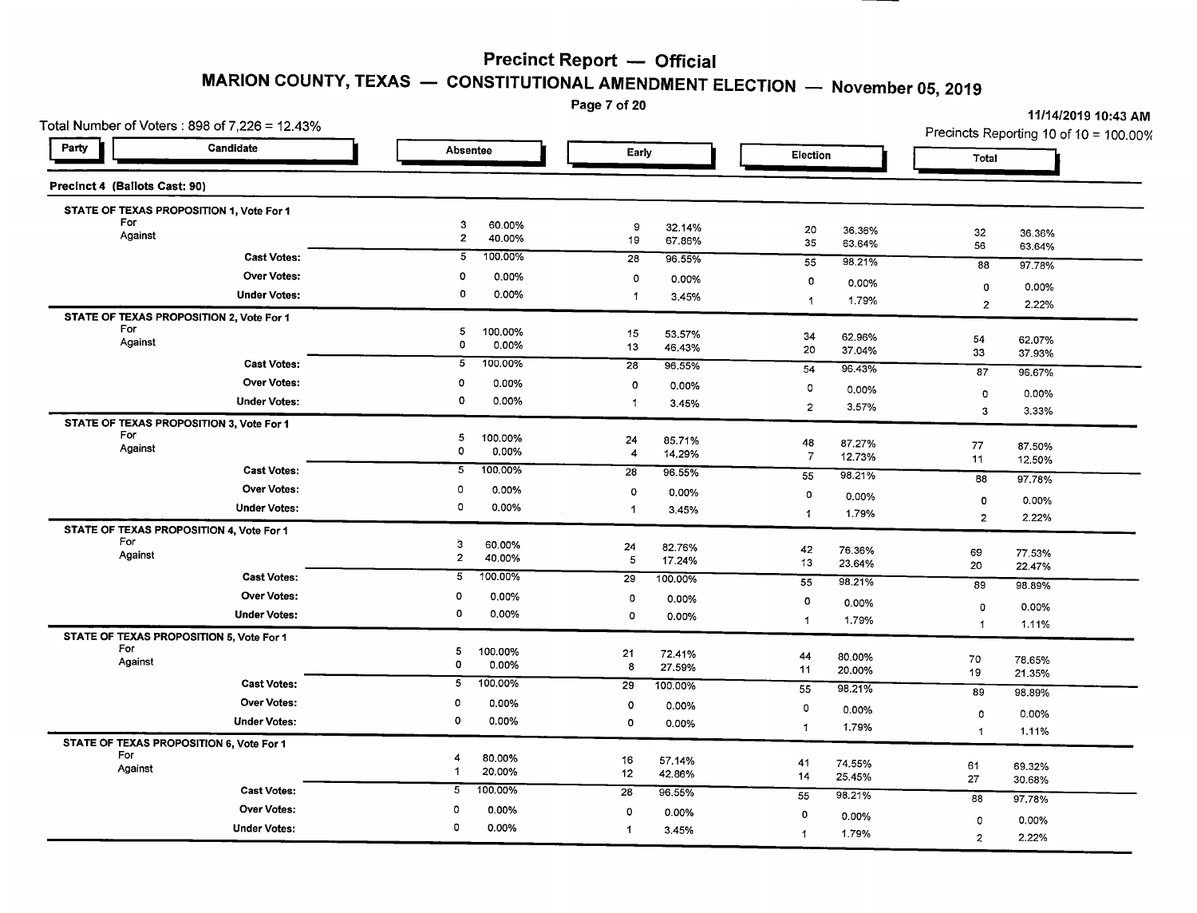# Precinct Report — Official

## MARION COUNTY, TEXAS — CONSTITUTIONAL AMENDMENT ELECTION — November 05, 2019

11/14/2019 10:43 AM

Total Number of Voters : 898 of 7,226 = 12.43%

Precincts Reporting 10 of 10 = 100.00%

| Party | Candidate | Absentee | | Early | | Election | | Total | |
|---|---|---|---|---|---|---|---|---|---|
| **Precinct 4 (Ballots Cast: 90)** | | | | | | | | | |
| **STATE OF TEXAS PROPOSITION 1, Vote For 1** | | | | | | | | | |
| | For | 3 | 60.00% | 9 | 32.14% | 20 | 36.36% | 32 | 36.36% |
| | Against | 2 | 40.00% | 19 | 67.86% | 35 | 63.64% | 56 | 63.64% |
| | **Cast Votes:** | 5 | 100.00% | 28 | 96.55% | 55 | 98.21% | 88 | 97.78% |
| | **Over Votes:** | 0 | 0.00% | 0 | 0.00% | 0 | 0.00% | 0 | 0.00% |
| | **Under Votes:** | 0 | 0.00% | 1 | 3.45% | 1 | 1.79% | 2 | 2.22% |
| **STATE OF TEXAS PROPOSITION 2, Vote For 1** | | | | | | | | | |
| | For | 5 | 100.00% | 15 | 53.57% | 34 | 62.96% | 54 | 62.07% |
| | Against | 0 | 0.00% | 13 | 46.43% | 20 | 37.04% | 33 | 37.93% |
| | **Cast Votes:** | 5 | 100.00% | 28 | 96.55% | 54 | 96.43% | 87 | 96.67% |
| | **Over Votes:** | 0 | 0.00% | 0 | 0.00% | 0 | 0.00% | 0 | 0.00% |
| | **Under Votes:** | 0 | 0.00% | 1 | 3.45% | 2 | 3.57% | 3 | 3.33% |
| **STATE OF TEXAS PROPOSITION 3, Vote For 1** | | | | | | | | | |
| | For | 5 | 100.00% | 24 | 85.71% | 48 | 87.27% | 77 | 87.50% |
| | Against | 0 | 0.00% | 4 | 14.29% | 7 | 12.73% | 11 | 12.50% |
| | **Cast Votes:** | 5 | 100.00% | 28 | 96.55% | 55 | 98.21% | 88 | 97.78% |
| | **Over Votes:** | 0 | 0.00% | 0 | 0.00% | 0 | 0.00% | 0 | 0.00% |
| | **Under Votes:** | 0 | 0.00% | 1 | 3.45% | 1 | 1.79% | 2 | 2.22% |
| **STATE OF TEXAS PROPOSITION 4, Vote For 1** | | | | | | | | | |
| | For | 3 | 60.00% | 24 | 82.76% | 42 | 76.36% | 69 | 77.53% |
| | Against | 2 | 40.00% | 5 | 17.24% | 13 | 23.64% | 20 | 22.47% |
| | **Cast Votes:** | 5 | 100.00% | 29 | 100.00% | 55 | 98.21% | 89 | 98.89% |
| | **Over Votes:** | 0 | 0.00% | 0 | 0.00% | 0 | 0.00% | 0 | 0.00% |
| | **Under Votes:** | 0 | 0.00% | 0 | 0.00% | 1 | 1.79% | 1 | 1.11% |
| **STATE OF TEXAS PROPOSITION 5, Vote For 1** | | | | | | | | | |
| | For | 5 | 100.00% | 21 | 72.41% | 44 | 80.00% | 70 | 78.65% |
| | Against | 0 | 0.00% | 8 | 27.59% | 11 | 20.00% | 19 | 21.35% |
| | **Cast Votes:** | 5 | 100.00% | 29 | 100.00% | 55 | 98.21% | 89 | 98.89% |
| | **Over Votes:** | 0 | 0.00% | 0 | 0.00% | 0 | 0.00% | 0 | 0.00% |
| | **Under Votes:** | 0 | 0.00% | 0 | 0.00% | 1 | 1.79% | 1 | 1.11% |
| **STATE OF TEXAS PROPOSITION 6, Vote For 1** | | | | | | | | | |
| | For | 4 | 80.00% | 16 | 57.14% | 41 | 74.55% | 61 | 69.32% |
| | Against | 1 | 20.00% | 12 | 42.86% | 14 | 25.45% | 27 | 30.68% |
| | **Cast Votes:** | 5 | 100.00% | 28 | 96.55% | 55 | 98.21% | 88 | 97.78% |
| | **Over Votes:** | 0 | 0.00% | 0 | 0.00% | 0 | 0.00% | 0 | 0.00% |
| | **Under Votes:** | 0 | 0.00% | 1 | 3.45% | 1 | 1.79% | 2 | 2.22% |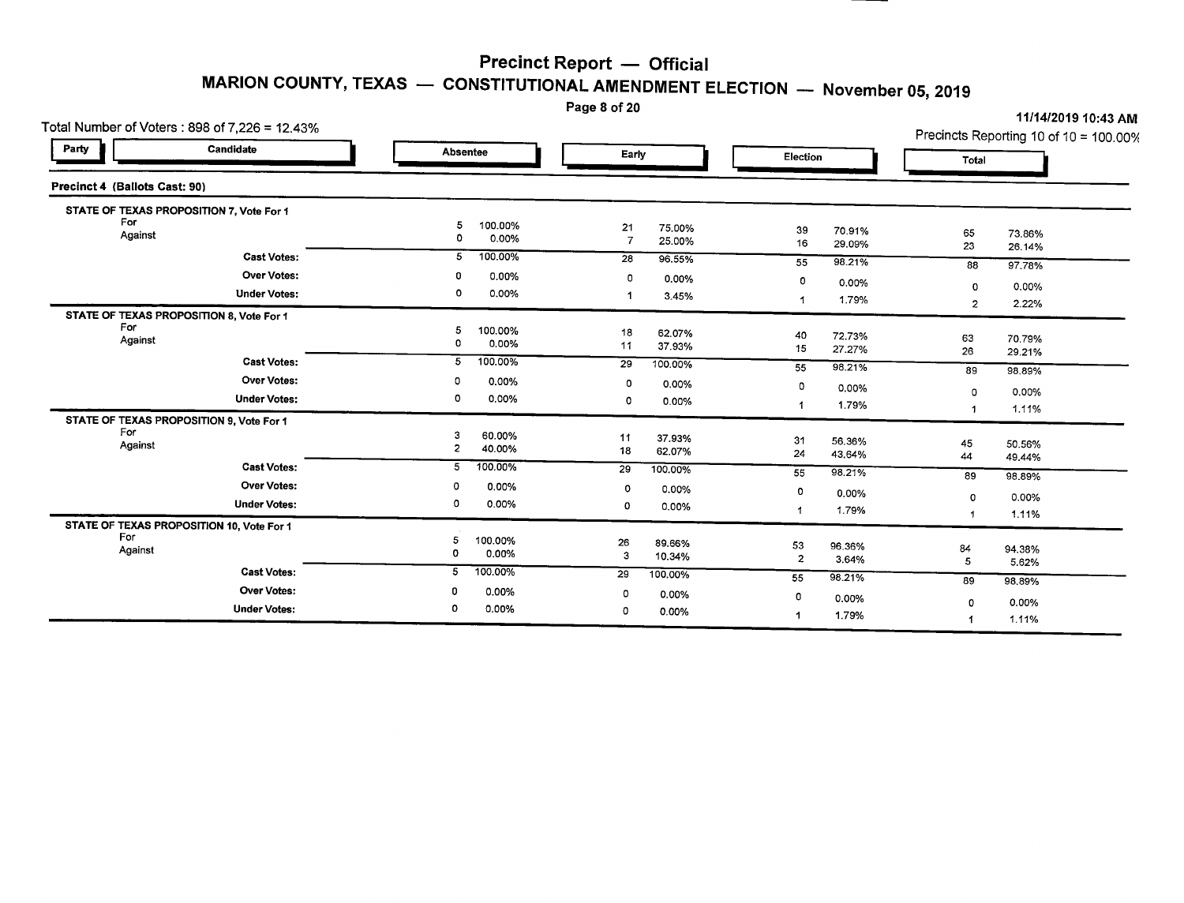# Precinct Report — Official

## MARION COUNTY, TEXAS — CONSTITUTIONAL AMENDMENT ELECTION — November 05, 2019

11/14/2019 10:43 AM

Total Number of Voters : 898 of 7,226 = 12.43%

Precincts Reporting 10 of 10 = 100.00%

| Party | Candidate | Absentee | | Early | | Election | | Total | |
|---|---|---|---|---|---|---|---|---|---|
| **Precinct 4 (Ballots Cast: 90)** | | | | | | | | | |
| **STATE OF TEXAS PROPOSITION 7, Vote For 1** | | | | | | | | | |
| | For | 5 | 100.00% | 21 | 75.00% | 39 | 70.91% | 65 | 73.86% |
| | Against | 0 | 0.00% | 7 | 25.00% | 16 | 29.09% | 23 | 26.14% |
| | **Cast Votes:** | 5 | 100.00% | 28 | 96.55% | 55 | 98.21% | 88 | 97.78% |
| | **Over Votes:** | 0 | 0.00% | 0 | 0.00% | 0 | 0.00% | 0 | 0.00% |
| | **Under Votes:** | 0 | 0.00% | 1 | 3.45% | 1 | 1.79% | 2 | 2.22% |
| **STATE OF TEXAS PROPOSITION 8, Vote For 1** | | | | | | | | | |
| | For | 5 | 100.00% | 18 | 62.07% | 40 | 72.73% | 63 | 70.79% |
| | Against | 0 | 0.00% | 11 | 37.93% | 15 | 27.27% | 26 | 29.21% |
| | **Cast Votes:** | 5 | 100.00% | 29 | 100.00% | 55 | 98.21% | 89 | 98.89% |
| | **Over Votes:** | 0 | 0.00% | 0 | 0.00% | 0 | 0.00% | 0 | 0.00% |
| | **Under Votes:** | 0 | 0.00% | 0 | 0.00% | 1 | 1.79% | 1 | 1.11% |
| **STATE OF TEXAS PROPOSITION 9, Vote For 1** | | | | | | | | | |
| | For | 3 | 60.00% | 11 | 37.93% | 31 | 56.36% | 45 | 50.56% |
| | Against | 2 | 40.00% | 18 | 62.07% | 24 | 43.64% | 44 | 49.44% |
| | **Cast Votes:** | 5 | 100.00% | 29 | 100.00% | 55 | 98.21% | 89 | 98.89% |
| | **Over Votes:** | 0 | 0.00% | 0 | 0.00% | 0 | 0.00% | 0 | 0.00% |
| | **Under Votes:** | 0 | 0.00% | 0 | 0.00% | 1 | 1.79% | 1 | 1.11% |
| **STATE OF TEXAS PROPOSITION 10, Vote For 1** | | | | | | | | | |
| | For | 5 | 100.00% | 26 | 89.66% | 53 | 96.36% | 84 | 94.38% |
| | Against | 0 | 0.00% | 3 | 10.34% | 2 | 3.64% | 5 | 5.62% |
| | **Cast Votes:** | 5 | 100.00% | 29 | 100.00% | 55 | 98.21% | 89 | 98.89% |
| | **Over Votes:** | 0 | 0.00% | 0 | 0.00% | 0 | 0.00% | 0 | 0.00% |
| | **Under Votes:** | 0 | 0.00% | 0 | 0.00% | 1 | 1.79% | 1 | 1.11% |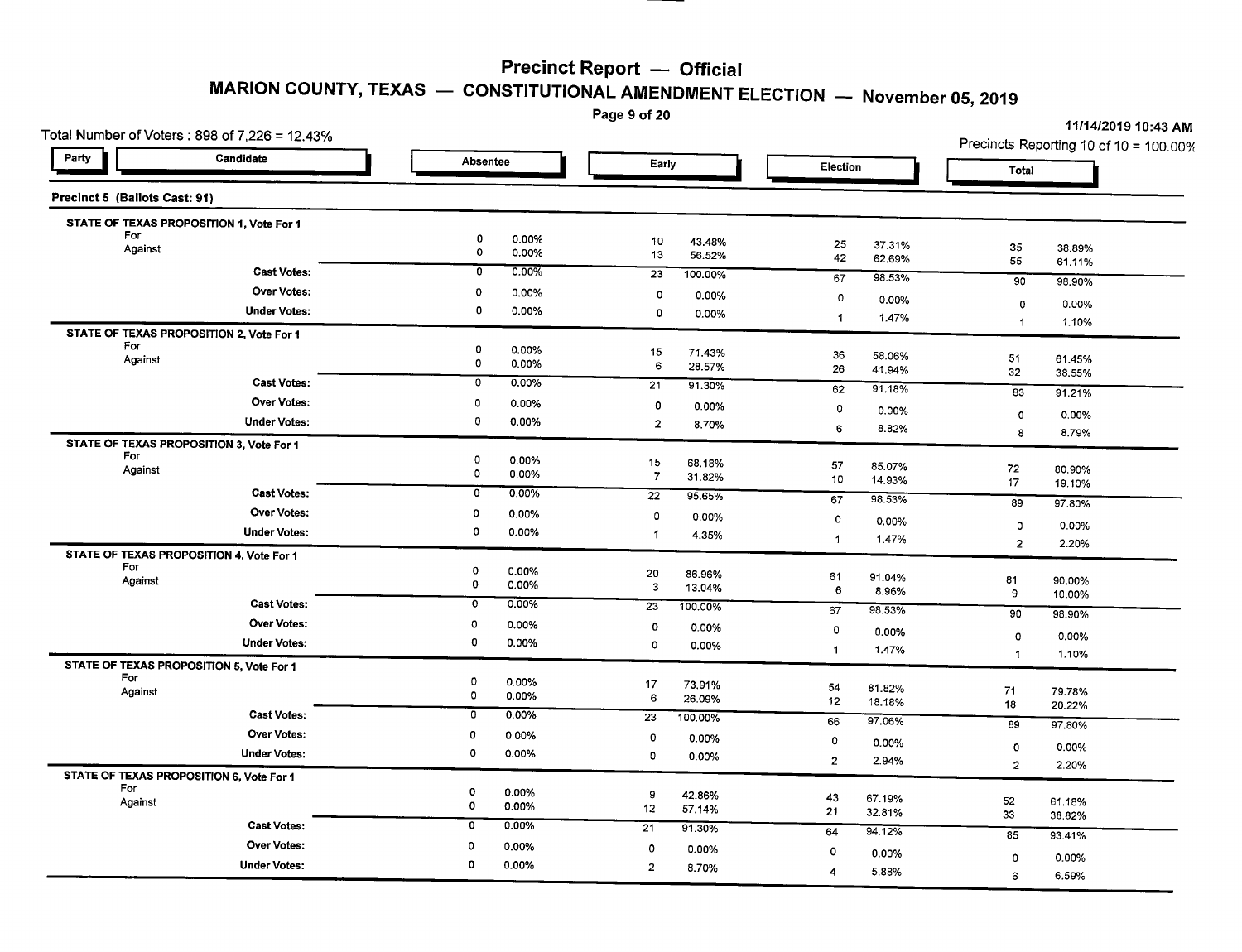# Precinct Report — Official

## MARION COUNTY, TEXAS — CONSTITUTIONAL AMENDMENT ELECTION — November 05, 2019

11/14/2019 10:43 AM

Total Number of Voters : 898 of 7,226 = 12.43%

Precincts Reporting 10 of 10 = 100.00%

### Precinct 5 (Ballots Cast: 91)

| Party | Candidate | Absentee | | Early | | Election | | Total | |
|---|---|---|---|---|---|---|---|---|---|
| **STATE OF TEXAS PROPOSITION 1, Vote For 1** | | | | | | | | | |
| | For | 0 | 0.00% | 10 | 43.48% | 25 | 37.31% | 35 | 38.89% |
| | Against | 0 | 0.00% | 13 | 56.52% | 42 | 62.69% | 55 | 61.11% |
| | **Cast Votes:** | 0 | 0.00% | 23 | 100.00% | 67 | 98.53% | 90 | 98.90% |
| | **Over Votes:** | 0 | 0.00% | 0 | 0.00% | 0 | 0.00% | 0 | 0.00% |
| | **Under Votes:** | 0 | 0.00% | 0 | 0.00% | 1 | 1.47% | 1 | 1.10% |
| **STATE OF TEXAS PROPOSITION 2, Vote For 1** | | | | | | | | | |
| | For | 0 | 0.00% | 15 | 71.43% | 36 | 58.06% | 51 | 61.45% |
| | Against | 0 | 0.00% | 6 | 28.57% | 26 | 41.94% | 32 | 38.55% |
| | **Cast Votes:** | 0 | 0.00% | 21 | 91.30% | 62 | 91.18% | 83 | 91.21% |
| | **Over Votes:** | 0 | 0.00% | 0 | 0.00% | 0 | 0.00% | 0 | 0.00% |
| | **Under Votes:** | 0 | 0.00% | 2 | 8.70% | 6 | 8.82% | 8 | 8.79% |
| **STATE OF TEXAS PROPOSITION 3, Vote For 1** | | | | | | | | | |
| | For | 0 | 0.00% | 15 | 68.18% | 57 | 85.07% | 72 | 80.90% |
| | Against | 0 | 0.00% | 7 | 31.82% | 10 | 14.93% | 17 | 19.10% |
| | **Cast Votes:** | 0 | 0.00% | 22 | 95.65% | 67 | 98.53% | 89 | 97.80% |
| | **Over Votes:** | 0 | 0.00% | 0 | 0.00% | 0 | 0.00% | 0 | 0.00% |
| | **Under Votes:** | 0 | 0.00% | 1 | 4.35% | 1 | 1.47% | 2 | 2.20% |
| **STATE OF TEXAS PROPOSITION 4, Vote For 1** | | | | | | | | | |
| | For | 0 | 0.00% | 20 | 86.96% | 61 | 91.04% | 81 | 90.00% |
| | Against | 0 | 0.00% | 3 | 13.04% | 6 | 8.96% | 9 | 10.00% |
| | **Cast Votes:** | 0 | 0.00% | 23 | 100.00% | 67 | 98.53% | 90 | 98.90% |
| | **Over Votes:** | 0 | 0.00% | 0 | 0.00% | 0 | 0.00% | 0 | 0.00% |
| | **Under Votes:** | 0 | 0.00% | 0 | 0.00% | 1 | 1.47% | 1 | 1.10% |
| **STATE OF TEXAS PROPOSITION 5, Vote For 1** | | | | | | | | | |
| | For | 0 | 0.00% | 17 | 73.91% | 54 | 81.82% | 71 | 79.78% |
| | Against | 0 | 0.00% | 6 | 26.09% | 12 | 18.18% | 18 | 20.22% |
| | **Cast Votes:** | 0 | 0.00% | 23 | 100.00% | 66 | 97.06% | 89 | 97.80% |
| | **Over Votes:** | 0 | 0.00% | 0 | 0.00% | 0 | 0.00% | 0 | 0.00% |
| | **Under Votes:** | 0 | 0.00% | 0 | 0.00% | 2 | 2.94% | 2 | 2.20% |
| **STATE OF TEXAS PROPOSITION 6, Vote For 1** | | | | | | | | | |
| | For | 0 | 0.00% | 9 | 42.86% | 43 | 67.19% | 52 | 61.18% |
| | Against | 0 | 0.00% | 12 | 57.14% | 21 | 32.81% | 33 | 38.82% |
| | **Cast Votes:** | 0 | 0.00% | 21 | 91.30% | 64 | 94.12% | 85 | 93.41% |
| | **Over Votes:** | 0 | 0.00% | 0 | 0.00% | 0 | 0.00% | 0 | 0.00% |
| | **Under Votes:** | 0 | 0.00% | 2 | 8.70% | 4 | 5.88% | 6 | 6.59% |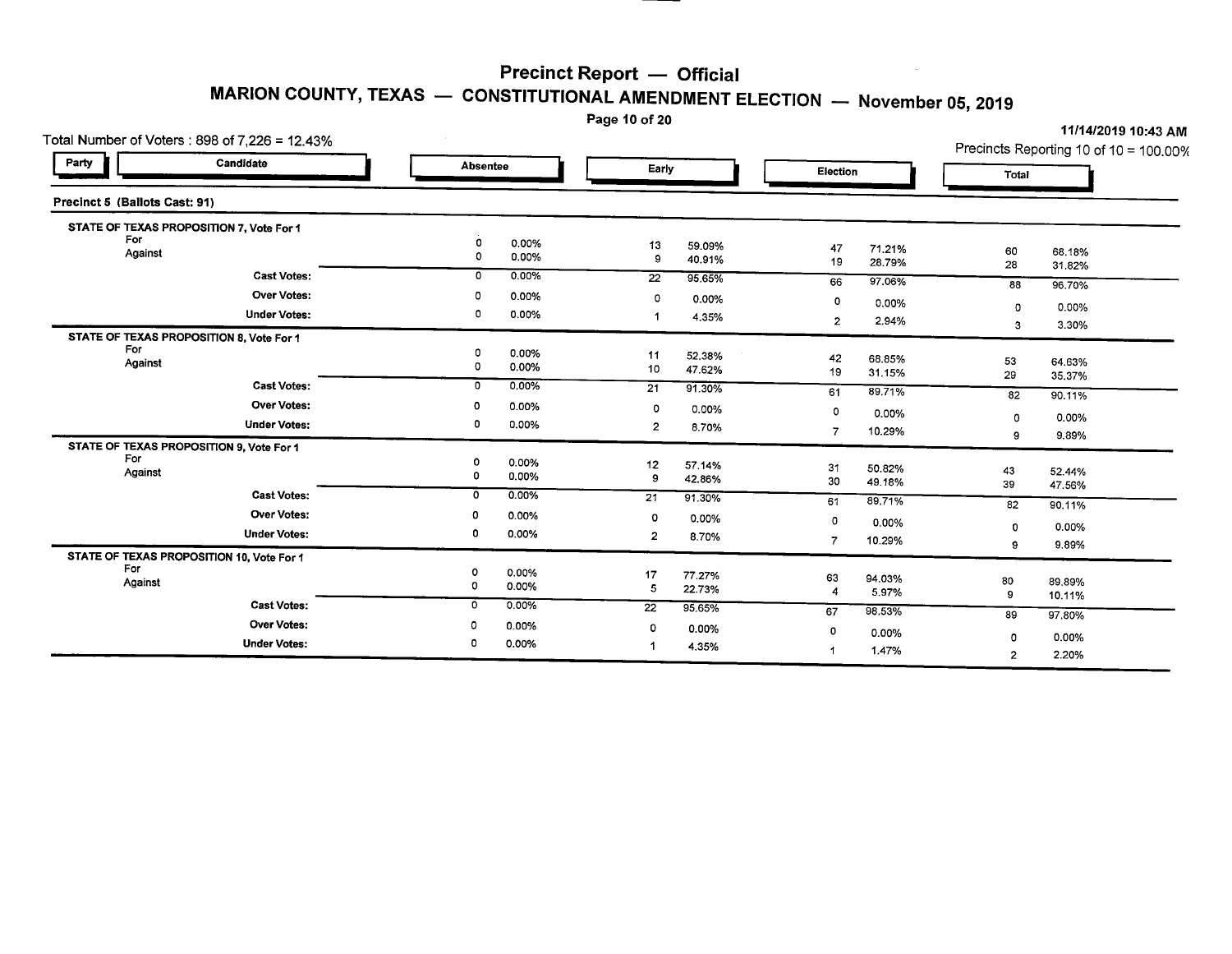# Precinct Report — Official

## MARION COUNTY, TEXAS — CONSTITUTIONAL AMENDMENT ELECTION — November 05, 2019

Total Number of Voters : 898 of 7,226 = 12.43%

11/14/2019 10:43 AM

Precincts Reporting 10 of 10 = 100.00%

### Precinct 5 (Ballots Cast: 91)

| Party | Candidate | Absentee | | Early | | Election | | Total | |
|---|---|---|---|---|---|---|---|---|---|
| **STATE OF TEXAS PROPOSITION 7, Vote For 1** | | | | | | | | | |
| | For | 0 | 0.00% | 13 | 59.09% | 47 | 71.21% | 60 | 68.18% |
| | Against | 0 | 0.00% | 9 | 40.91% | 19 | 28.79% | 28 | 31.82% |
| | **Cast Votes:** | 0 | 0.00% | 22 | 95.65% | 66 | 97.06% | 88 | 96.70% |
| | **Over Votes:** | 0 | 0.00% | 0 | 0.00% | 0 | 0.00% | 0 | 0.00% |
| | **Under Votes:** | 0 | 0.00% | 1 | 4.35% | 2 | 2.94% | 3 | 3.30% |
| **STATE OF TEXAS PROPOSITION 8, Vote For 1** | | | | | | | | | |
| | For | 0 | 0.00% | 11 | 52.38% | 42 | 68.85% | 53 | 64.63% |
| | Against | 0 | 0.00% | 10 | 47.62% | 19 | 31.15% | 29 | 35.37% |
| | **Cast Votes:** | 0 | 0.00% | 21 | 91.30% | 61 | 89.71% | 82 | 90.11% |
| | **Over Votes:** | 0 | 0.00% | 0 | 0.00% | 0 | 0.00% | 0 | 0.00% |
| | **Under Votes:** | 0 | 0.00% | 2 | 8.70% | 7 | 10.29% | 9 | 9.89% |
| **STATE OF TEXAS PROPOSITION 9, Vote For 1** | | | | | | | | | |
| | For | 0 | 0.00% | 12 | 57.14% | 31 | 50.82% | 43 | 52.44% |
| | Against | 0 | 0.00% | 9 | 42.86% | 30 | 49.18% | 39 | 47.56% |
| | **Cast Votes:** | 0 | 0.00% | 21 | 91.30% | 61 | 89.71% | 82 | 90.11% |
| | **Over Votes:** | 0 | 0.00% | 0 | 0.00% | 0 | 0.00% | 0 | 0.00% |
| | **Under Votes:** | 0 | 0.00% | 2 | 8.70% | 7 | 10.29% | 9 | 9.89% |
| **STATE OF TEXAS PROPOSITION 10, Vote For 1** | | | | | | | | | |
| | For | 0 | 0.00% | 17 | 77.27% | 63 | 94.03% | 80 | 89.89% |
| | Against | 0 | 0.00% | 5 | 22.73% | 4 | 5.97% | 9 | 10.11% |
| | **Cast Votes:** | 0 | 0.00% | 22 | 95.65% | 67 | 98.53% | 89 | 97.80% |
| | **Over Votes:** | 0 | 0.00% | 0 | 0.00% | 0 | 0.00% | 0 | 0.00% |
| | **Under Votes:** | 0 | 0.00% | 1 | 4.35% | 1 | 1.47% | 2 | 2.20% |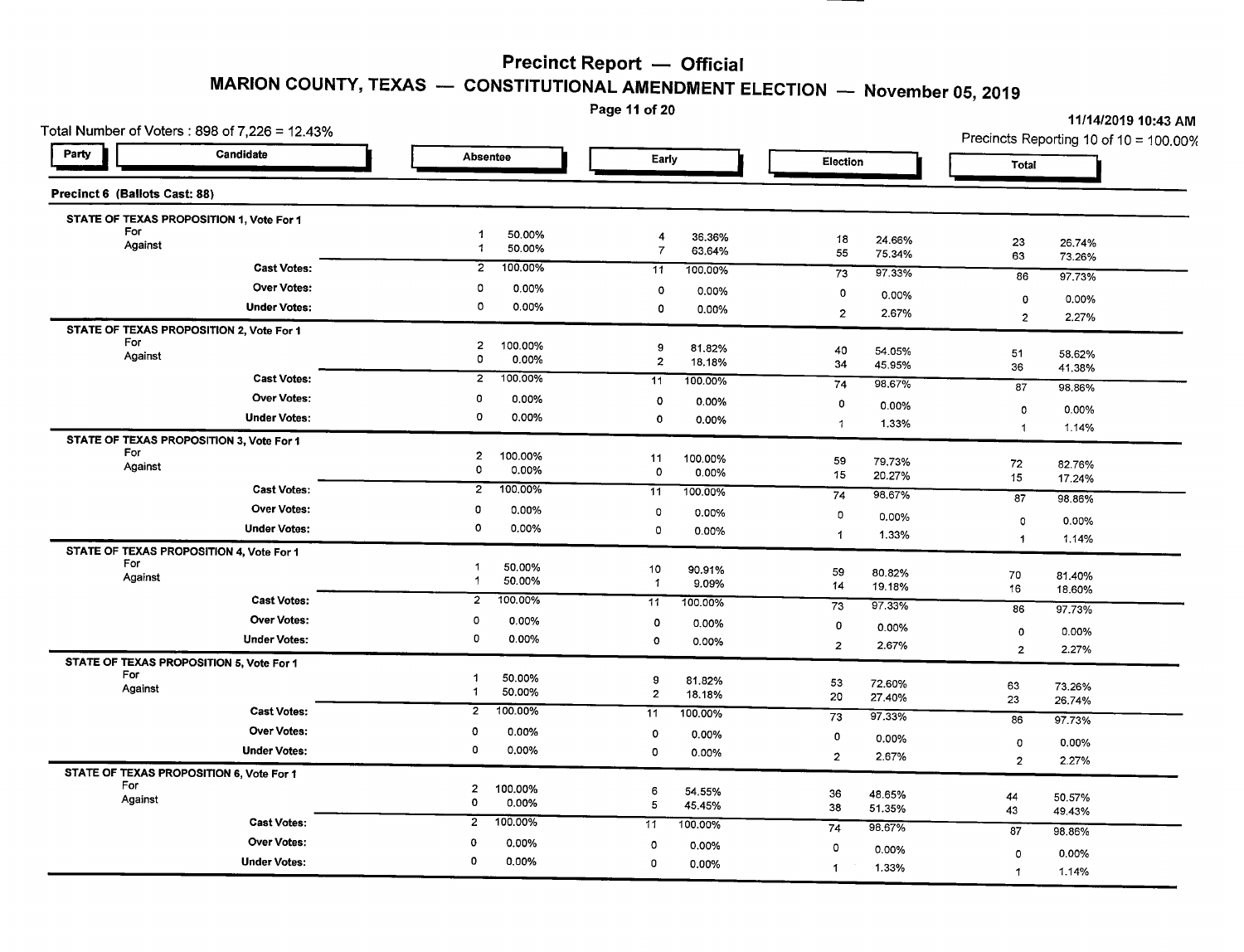# Precinct Report — Official

## MARION COUNTY, TEXAS — CONSTITUTIONAL AMENDMENT ELECTION — November 05, 2019

11/14/2019 10:43 AM

Total Number of Voters : 898 of 7,226 = 12.43%

Precincts Reporting 10 of 10 = 100.00%

### Precinct 6 (Ballots Cast: 88)

| Party | Candidate | Absentee | | Early | | Election | | Total | |
|---|---|---|---|---|---|---|---|---|---|
| | **STATE OF TEXAS PROPOSITION 1, Vote For 1** | | | | | | | | |
| | For | 1 | 50.00% | 4 | 36.36% | 18 | 24.66% | 23 | 26.74% |
| | Against | 1 | 50.00% | 7 | 63.64% | 55 | 75.34% | 63 | 73.26% |
| | **Cast Votes:** | 2 | 100.00% | 11 | 100.00% | 73 | 97.33% | 86 | 97.73% |
| | **Over Votes:** | 0 | 0.00% | 0 | 0.00% | 0 | 0.00% | 0 | 0.00% |
| | **Under Votes:** | 0 | 0.00% | 0 | 0.00% | 2 | 2.67% | 2 | 2.27% |
| | **STATE OF TEXAS PROPOSITION 2, Vote For 1** | | | | | | | | |
| | For | 2 | 100.00% | 9 | 81.82% | 40 | 54.05% | 51 | 58.62% |
| | Against | 0 | 0.00% | 2 | 18.18% | 34 | 45.95% | 36 | 41.38% |
| | **Cast Votes:** | 2 | 100.00% | 11 | 100.00% | 74 | 98.67% | 87 | 98.86% |
| | **Over Votes:** | 0 | 0.00% | 0 | 0.00% | 0 | 0.00% | 0 | 0.00% |
| | **Under Votes:** | 0 | 0.00% | 0 | 0.00% | 1 | 1.33% | 1 | 1.14% |
| | **STATE OF TEXAS PROPOSITION 3, Vote For 1** | | | | | | | | |
| | For | 2 | 100.00% | 11 | 100.00% | 59 | 79.73% | 72 | 82.76% |
| | Against | 0 | 0.00% | 0 | 0.00% | 15 | 20.27% | 15 | 17.24% |
| | **Cast Votes:** | 2 | 100.00% | 11 | 100.00% | 74 | 98.67% | 87 | 98.86% |
| | **Over Votes:** | 0 | 0.00% | 0 | 0.00% | 0 | 0.00% | 0 | 0.00% |
| | **Under Votes:** | 0 | 0.00% | 0 | 0.00% | 1 | 1.33% | 1 | 1.14% |
| | **STATE OF TEXAS PROPOSITION 4, Vote For 1** | | | | | | | | |
| | For | 1 | 50.00% | 10 | 90.91% | 59 | 80.82% | 70 | 81.40% |
| | Against | 1 | 50.00% | 1 | 9.09% | 14 | 19.18% | 16 | 18.60% |
| | **Cast Votes:** | 2 | 100.00% | 11 | 100.00% | 73 | 97.33% | 86 | 97.73% |
| | **Over Votes:** | 0 | 0.00% | 0 | 0.00% | 0 | 0.00% | 0 | 0.00% |
| | **Under Votes:** | 0 | 0.00% | 0 | 0.00% | 2 | 2.67% | 2 | 2.27% |
| | **STATE OF TEXAS PROPOSITION 5, Vote For 1** | | | | | | | | |
| | For | 1 | 50.00% | 9 | 81.82% | 53 | 72.60% | 63 | 73.26% |
| | Against | 1 | 50.00% | 2 | 18.18% | 20 | 27.40% | 23 | 26.74% |
| | **Cast Votes:** | 2 | 100.00% | 11 | 100.00% | 73 | 97.33% | 86 | 97.73% |
| | **Over Votes:** | 0 | 0.00% | 0 | 0.00% | 0 | 0.00% | 0 | 0.00% |
| | **Under Votes:** | 0 | 0.00% | 0 | 0.00% | 2 | 2.67% | 2 | 2.27% |
| | **STATE OF TEXAS PROPOSITION 6, Vote For 1** | | | | | | | | |
| | For | 2 | 100.00% | 6 | 54.55% | 36 | 48.65% | 44 | 50.57% |
| | Against | 0 | 0.00% | 5 | 45.45% | 38 | 51.35% | 43 | 49.43% |
| | **Cast Votes:** | 2 | 100.00% | 11 | 100.00% | 74 | 98.67% | 87 | 98.86% |
| | **Over Votes:** | 0 | 0.00% | 0 | 0.00% | 0 | 0.00% | 0 | 0.00% |
| | **Under Votes:** | 0 | 0.00% | 0 | 0.00% | 1 | 1.33% | 1 | 1.14% |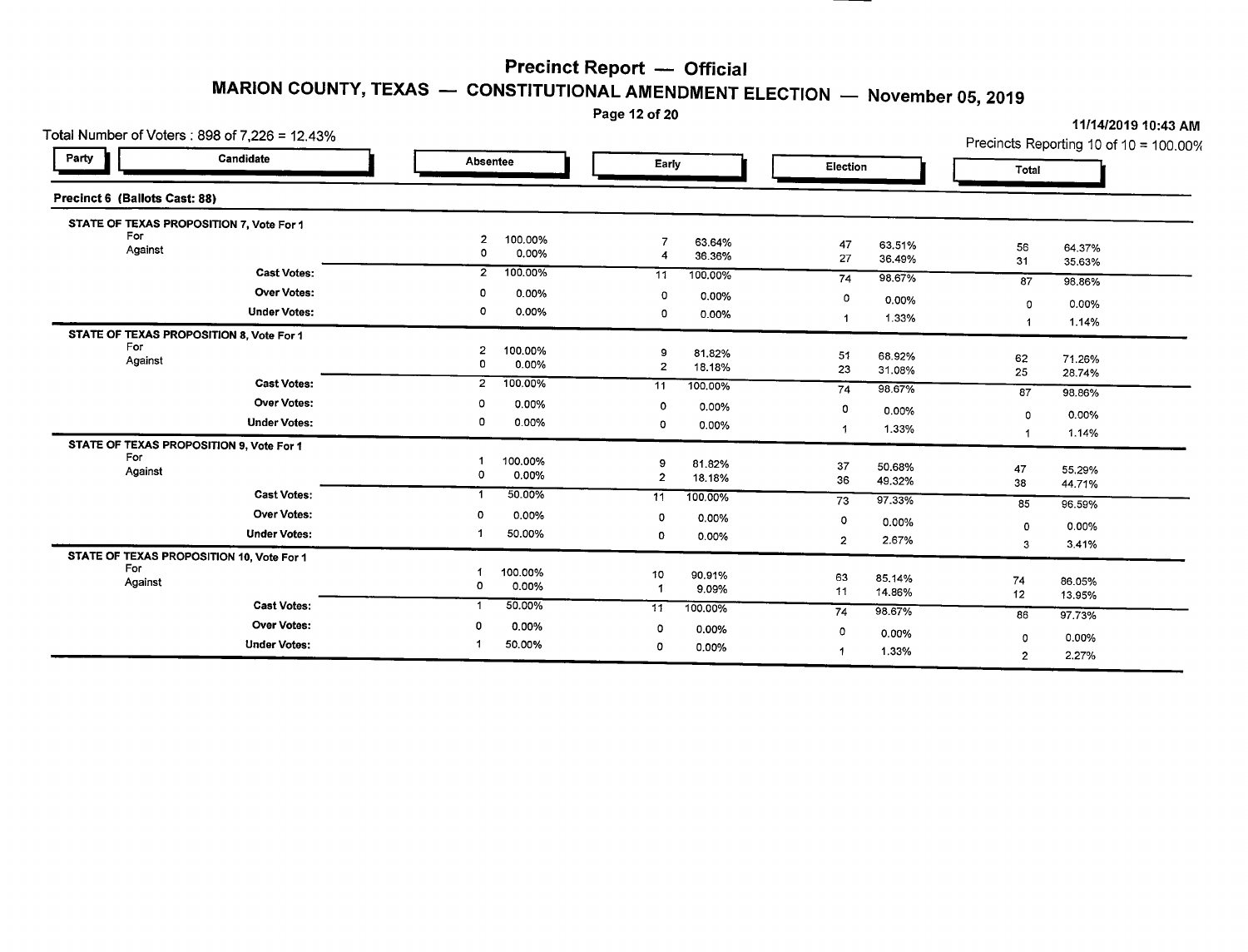# Precinct Report — Official

## MARION COUNTY, TEXAS — CONSTITUTIONAL AMENDMENT ELECTION — November 05, 2019

11/14/2019 10:43 AM

Total Number of Voters : 898 of 7,226 = 12.43%

Precincts Reporting 10 of 10 = 100.00%

### Precinct 6 (Ballots Cast: 88)

| Party | Candidate | Absentee | | Early | | Election | | Total | |
|---|---|---|---|---|---|---|---|---|---|
| **STATE OF TEXAS PROPOSITION 7, Vote For 1** | | | | | | | | | |
| | For | 2 | 100.00% | 7 | 63.64% | 47 | 63.51% | 56 | 64.37% |
| | Against | 0 | 0.00% | 4 | 36.36% | 27 | 36.49% | 31 | 35.63% |
| | **Cast Votes:** | 2 | 100.00% | 11 | 100.00% | 74 | 98.67% | 87 | 98.86% |
| | **Over Votes:** | 0 | 0.00% | 0 | 0.00% | 0 | 0.00% | 0 | 0.00% |
| | **Under Votes:** | 0 | 0.00% | 0 | 0.00% | 1 | 1.33% | 1 | 1.14% |
| **STATE OF TEXAS PROPOSITION 8, Vote For 1** | | | | | | | | | |
| | For | 2 | 100.00% | 9 | 81.82% | 51 | 68.92% | 62 | 71.26% |
| | Against | 0 | 0.00% | 2 | 18.18% | 23 | 31.08% | 25 | 28.74% |
| | **Cast Votes:** | 2 | 100.00% | 11 | 100.00% | 74 | 98.67% | 87 | 98.86% |
| | **Over Votes:** | 0 | 0.00% | 0 | 0.00% | 0 | 0.00% | 0 | 0.00% |
| | **Under Votes:** | 0 | 0.00% | 0 | 0.00% | 1 | 1.33% | 1 | 1.14% |
| **STATE OF TEXAS PROPOSITION 9, Vote For 1** | | | | | | | | | |
| | For | 1 | 100.00% | 9 | 81.82% | 37 | 50.68% | 47 | 55.29% |
| | Against | 0 | 0.00% | 2 | 18.18% | 36 | 49.32% | 38 | 44.71% |
| | **Cast Votes:** | 1 | 50.00% | 11 | 100.00% | 73 | 97.33% | 85 | 96.59% |
| | **Over Votes:** | 0 | 0.00% | 0 | 0.00% | 0 | 0.00% | 0 | 0.00% |
| | **Under Votes:** | 1 | 50.00% | 0 | 0.00% | 2 | 2.67% | 3 | 3.41% |
| **STATE OF TEXAS PROPOSITION 10, Vote For 1** | | | | | | | | | |
| | For | 1 | 100.00% | 10 | 90.91% | 63 | 85.14% | 74 | 86.05% |
| | Against | 0 | 0.00% | 1 | 9.09% | 11 | 14.86% | 12 | 13.95% |
| | **Cast Votes:** | 1 | 50.00% | 11 | 100.00% | 74 | 98.67% | 86 | 97.73% |
| | **Over Votes:** | 0 | 0.00% | 0 | 0.00% | 0 | 0.00% | 0 | 0.00% |
| | **Under Votes:** | 1 | 50.00% | 0 | 0.00% | 1 | 1.33% | 2 | 2.27% |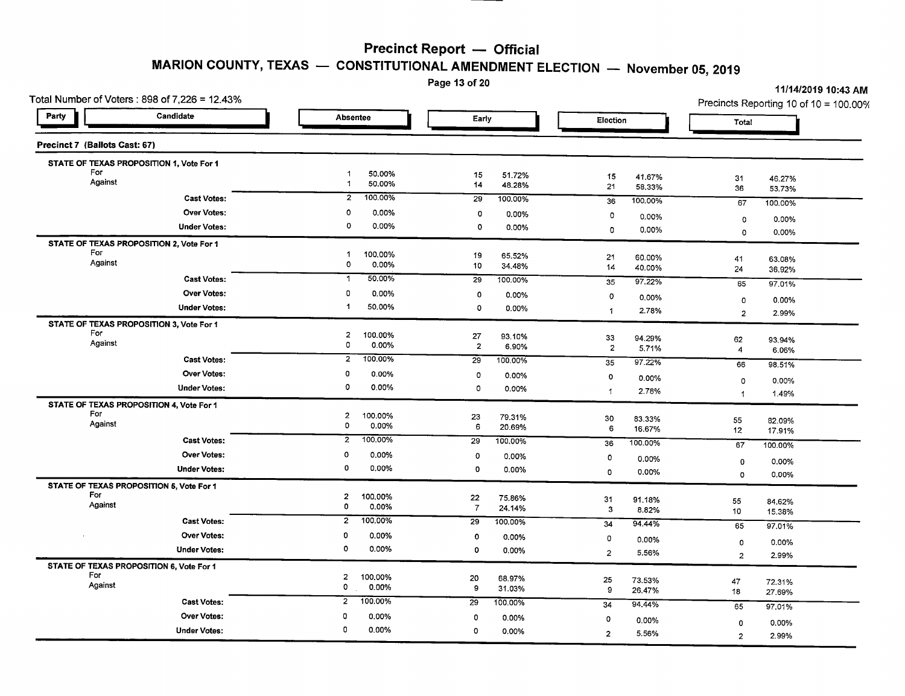# Precinct Report — Official

## MARION COUNTY, TEXAS — CONSTITUTIONAL AMENDMENT ELECTION — November 05, 2019

11/14/2019 10:43 AM

Total Number of Voters : 898 of 7,226 = 12.43%

Precincts Reporting 10 of 10 = 100.00%

### Precinct 7 (Ballots Cast: 67)

| Party | Candidate | Absentee | | Early | | Election | | Total | |
|---|---|---|---|---|---|---|---|---|---|
| **STATE OF TEXAS PROPOSITION 1, Vote For 1** | | | | | | | | | |
| | For | 1 | 50.00% | 15 | 51.72% | 15 | 41.67% | 31 | 46.27% |
| | Against | 1 | 50.00% | 14 | 48.28% | 21 | 58.33% | 36 | 53.73% |
| | **Cast Votes:** | 2 | 100.00% | 29 | 100.00% | 36 | 100.00% | 67 | 100.00% |
| | **Over Votes:** | 0 | 0.00% | 0 | 0.00% | 0 | 0.00% | 0 | 0.00% |
| | **Under Votes:** | 0 | 0.00% | 0 | 0.00% | 0 | 0.00% | 0 | 0.00% |
| **STATE OF TEXAS PROPOSITION 2, Vote For 1** | | | | | | | | | |
| | For | 1 | 100.00% | 19 | 65.52% | 21 | 60.00% | 41 | 63.08% |
| | Against | 0 | 0.00% | 10 | 34.48% | 14 | 40.00% | 24 | 36.92% |
| | **Cast Votes:** | 1 | 50.00% | 29 | 100.00% | 35 | 97.22% | 65 | 97.01% |
| | **Over Votes:** | 0 | 0.00% | 0 | 0.00% | 0 | 0.00% | 0 | 0.00% |
| | **Under Votes:** | 1 | 50.00% | 0 | 0.00% | 1 | 2.78% | 2 | 2.99% |
| **STATE OF TEXAS PROPOSITION 3, Vote For 1** | | | | | | | | | |
| | For | 2 | 100.00% | 27 | 93.10% | 33 | 94.29% | 62 | 93.94% |
| | Against | 0 | 0.00% | 2 | 6.90% | 2 | 5.71% | 4 | 6.06% |
| | **Cast Votes:** | 2 | 100.00% | 29 | 100.00% | 35 | 97.22% | 66 | 98.51% |
| | **Over Votes:** | 0 | 0.00% | 0 | 0.00% | 0 | 0.00% | 0 | 0.00% |
| | **Under Votes:** | 0 | 0.00% | 0 | 0.00% | 1 | 2.78% | 1 | 1.49% |
| **STATE OF TEXAS PROPOSITION 4, Vote For 1** | | | | | | | | | |
| | For | 2 | 100.00% | 23 | 79.31% | 30 | 83.33% | 55 | 82.09% |
| | Against | 0 | 0.00% | 6 | 20.69% | 6 | 16.67% | 12 | 17.91% |
| | **Cast Votes:** | 2 | 100.00% | 29 | 100.00% | 36 | 100.00% | 67 | 100.00% |
| | **Over Votes:** | 0 | 0.00% | 0 | 0.00% | 0 | 0.00% | 0 | 0.00% |
| | **Under Votes:** | 0 | 0.00% | 0 | 0.00% | 0 | 0.00% | 0 | 0.00% |
| **STATE OF TEXAS PROPOSITION 5, Vote For 1** | | | | | | | | | |
| | For | 2 | 100.00% | 22 | 75.86% | 31 | 91.18% | 55 | 84.62% |
| | Against | 0 | 0.00% | 7 | 24.14% | 3 | 8.82% | 10 | 15.38% |
| | **Cast Votes:** | 2 | 100.00% | 29 | 100.00% | 34 | 94.44% | 65 | 97.01% |
| | **Over Votes:** | 0 | 0.00% | 0 | 0.00% | 0 | 0.00% | 0 | 0.00% |
| | **Under Votes:** | 0 | 0.00% | 0 | 0.00% | 2 | 5.56% | 2 | 2.99% |
| **STATE OF TEXAS PROPOSITION 6, Vote For 1** | | | | | | | | | |
| | For | 2 | 100.00% | 20 | 68.97% | 25 | 73.53% | 47 | 72.31% |
| | Against | 0 | 0.00% | 9 | 31.03% | 9 | 26.47% | 18 | 27.69% |
| | **Cast Votes:** | 2 | 100.00% | 29 | 100.00% | 34 | 94.44% | 65 | 97.01% |
| | **Over Votes:** | 0 | 0.00% | 0 | 0.00% | 0 | 0.00% | 0 | 0.00% |
| | **Under Votes:** | 0 | 0.00% | 0 | 0.00% | 2 | 5.56% | 2 | 2.99% |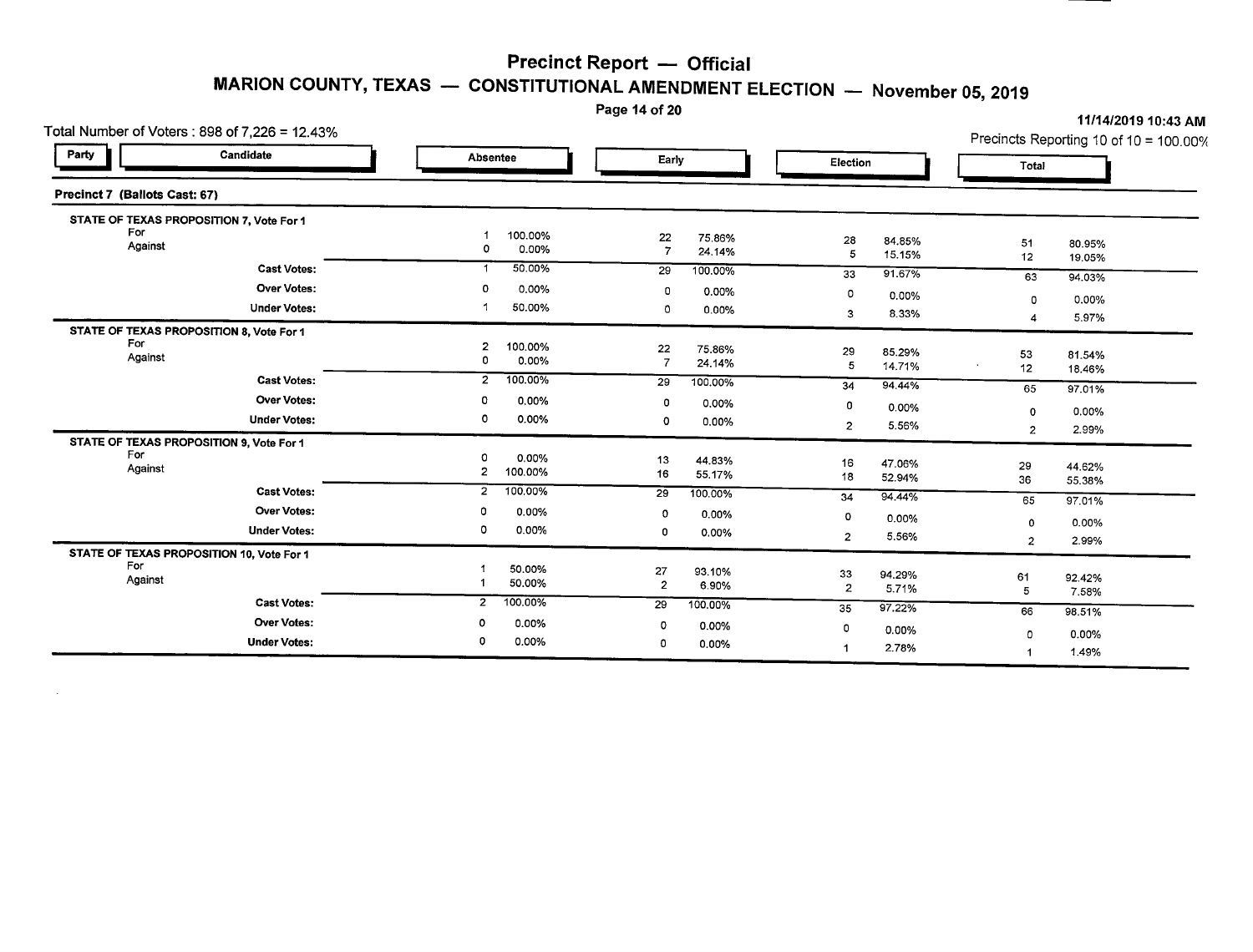# Precinct Report — Official

## MARION COUNTY, TEXAS — CONSTITUTIONAL AMENDMENT ELECTION — November 05, 2019

11/14/2019 10:43 AM

Total Number of Voters : 898 of 7,226 = 12.43%

Precincts Reporting 10 of 10 = 100.00%

### Precinct 7 (Ballots Cast: 67)

| Party | Candidate | Absentee | | Early | | Election | | Total | |
|---|---|---|---|---|---|---|---|---|---|
| | **STATE OF TEXAS PROPOSITION 7, Vote For 1** | | | | | | | | |
| | For | 1 | 100.00% | 22 | 75.86% | 28 | 84.85% | 51 | 80.95% |
| | Against | 0 | 0.00% | 7 | 24.14% | 5 | 15.15% | 12 | 19.05% |
| | Cast Votes: | 1 | 50.00% | 29 | 100.00% | 33 | 91.67% | 63 | 94.03% |
| | Over Votes: | 0 | 0.00% | 0 | 0.00% | 0 | 0.00% | 0 | 0.00% |
| | Under Votes: | 1 | 50.00% | 0 | 0.00% | 3 | 8.33% | 4 | 5.97% |
| | **STATE OF TEXAS PROPOSITION 8, Vote For 1** | | | | | | | | |
| | For | 2 | 100.00% | 22 | 75.86% | 29 | 85.29% | 53 | 81.54% |
| | Against | 0 | 0.00% | 7 | 24.14% | 5 | 14.71% | 12 | 18.46% |
| | Cast Votes: | 2 | 100.00% | 29 | 100.00% | 34 | 94.44% | 65 | 97.01% |
| | Over Votes: | 0 | 0.00% | 0 | 0.00% | 0 | 0.00% | 0 | 0.00% |
| | Under Votes: | 0 | 0.00% | 0 | 0.00% | 2 | 5.56% | 2 | 2.99% |
| | **STATE OF TEXAS PROPOSITION 9, Vote For 1** | | | | | | | | |
| | For | 0 | 0.00% | 13 | 44.83% | 16 | 47.06% | 29 | 44.62% |
| | Against | 2 | 100.00% | 16 | 55.17% | 18 | 52.94% | 36 | 55.38% |
| | Cast Votes: | 2 | 100.00% | 29 | 100.00% | 34 | 94.44% | 65 | 97.01% |
| | Over Votes: | 0 | 0.00% | 0 | 0.00% | 0 | 0.00% | 0 | 0.00% |
| | Under Votes: | 0 | 0.00% | 0 | 0.00% | 2 | 5.56% | 2 | 2.99% |
| | **STATE OF TEXAS PROPOSITION 10, Vote For 1** | | | | | | | | |
| | For | 1 | 50.00% | 27 | 93.10% | 33 | 94.29% | 61 | 92.42% |
| | Against | 1 | 50.00% | 2 | 6.90% | 2 | 5.71% | 5 | 7.58% |
| | Cast Votes: | 2 | 100.00% | 29 | 100.00% | 35 | 97.22% | 66 | 98.51% |
| | Over Votes: | 0 | 0.00% | 0 | 0.00% | 0 | 0.00% | 0 | 0.00% |
| | Under Votes: | 0 | 0.00% | 0 | 0.00% | 1 | 2.78% | 1 | 1.49% |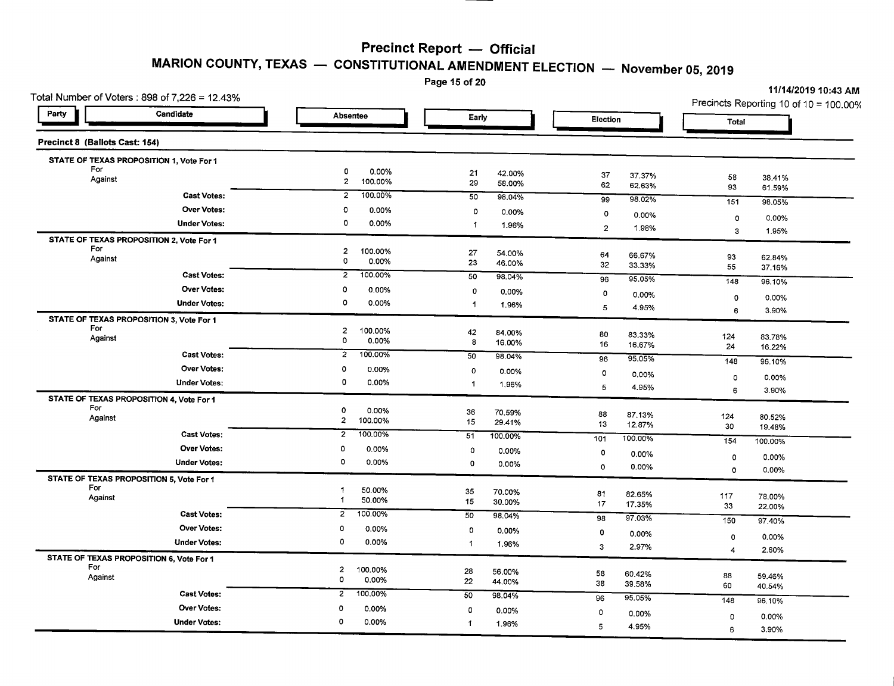# Precinct Report — Official

## MARION COUNTY, TEXAS — CONSTITUTIONAL AMENDMENT ELECTION — November 05, 2019

11/14/2019 10:43 AM

Total Number of Voters : 898 of 7,226 = 12.43%

Precincts Reporting 10 of 10 = 100.00%

| Party | Candidate | Absentee | | Early | | Election | | Total | |
|---|---|---|---|---|---|---|---|---|---|
| **Precinct 8 (Ballots Cast: 154)** | | | | | | | | | |
| **STATE OF TEXAS PROPOSITION 1, Vote For 1** | | | | | | | | | |
| | For | 0 | 0.00% | 21 | 42.00% | 37 | 37.37% | 58 | 38.41% |
| | Against | 2 | 100.00% | 29 | 58.00% | 62 | 62.63% | 93 | 61.59% |
| | **Cast Votes:** | 2 | 100.00% | 50 | 98.04% | 99 | 98.02% | 151 | 98.05% |
| | **Over Votes:** | 0 | 0.00% | 0 | 0.00% | 0 | 0.00% | 0 | 0.00% |
| | **Under Votes:** | 0 | 0.00% | 1 | 1.96% | 2 | 1.98% | 3 | 1.95% |
| **STATE OF TEXAS PROPOSITION 2, Vote For 1** | | | | | | | | | |
| | For | 2 | 100.00% | 27 | 54.00% | 64 | 66.67% | 93 | 62.84% |
| | Against | 0 | 0.00% | 23 | 46.00% | 32 | 33.33% | 55 | 37.16% |
| | **Cast Votes:** | 2 | 100.00% | 50 | 98.04% | 96 | 95.05% | 148 | 96.10% |
| | **Over Votes:** | 0 | 0.00% | 0 | 0.00% | 0 | 0.00% | 0 | 0.00% |
| | **Under Votes:** | 0 | 0.00% | 1 | 1.96% | 5 | 4.95% | 6 | 3.90% |
| **STATE OF TEXAS PROPOSITION 3, Vote For 1** | | | | | | | | | |
| | For | 2 | 100.00% | 42 | 84.00% | 80 | 83.33% | 124 | 83.78% |
| | Against | 0 | 0.00% | 8 | 16.00% | 16 | 16.67% | 24 | 16.22% |
| | **Cast Votes:** | 2 | 100.00% | 50 | 98.04% | 96 | 95.05% | 148 | 96.10% |
| | **Over Votes:** | 0 | 0.00% | 0 | 0.00% | 0 | 0.00% | 0 | 0.00% |
| | **Under Votes:** | 0 | 0.00% | 1 | 1.96% | 5 | 4.95% | 6 | 3.90% |
| **STATE OF TEXAS PROPOSITION 4, Vote For 1** | | | | | | | | | |
| | For | 0 | 0.00% | 36 | 70.59% | 88 | 87.13% | 124 | 80.52% |
| | Against | 2 | 100.00% | 15 | 29.41% | 13 | 12.87% | 30 | 19.48% |
| | **Cast Votes:** | 2 | 100.00% | 51 | 100.00% | 101 | 100.00% | 154 | 100.00% |
| | **Over Votes:** | 0 | 0.00% | 0 | 0.00% | 0 | 0.00% | 0 | 0.00% |
| | **Under Votes:** | 0 | 0.00% | 0 | 0.00% | 0 | 0.00% | 0 | 0.00% |
| **STATE OF TEXAS PROPOSITION 5, Vote For 1** | | | | | | | | | |
| | For | 1 | 50.00% | 35 | 70.00% | 81 | 82.65% | 117 | 78.00% |
| | Against | 1 | 50.00% | 15 | 30.00% | 17 | 17.35% | 33 | 22.00% |
| | **Cast Votes:** | 2 | 100.00% | 50 | 98.04% | 98 | 97.03% | 150 | 97.40% |
| | **Over Votes:** | 0 | 0.00% | 0 | 0.00% | 0 | 0.00% | 0 | 0.00% |
| | **Under Votes:** | 0 | 0.00% | 1 | 1.96% | 3 | 2.97% | 4 | 2.60% |
| **STATE OF TEXAS PROPOSITION 6, Vote For 1** | | | | | | | | | |
| | For | 2 | 100.00% | 28 | 56.00% | 58 | 60.42% | 88 | 59.46% |
| | Against | 0 | 0.00% | 22 | 44.00% | 38 | 39.58% | 60 | 40.54% |
| | **Cast Votes:** | 2 | 100.00% | 50 | 98.04% | 96 | 95.05% | 148 | 96.10% |
| | **Over Votes:** | 0 | 0.00% | 0 | 0.00% | 0 | 0.00% | 0 | 0.00% |
| | **Under Votes:** | 0 | 0.00% | 1 | 1.96% | 5 | 4.95% | 6 | 3.90% |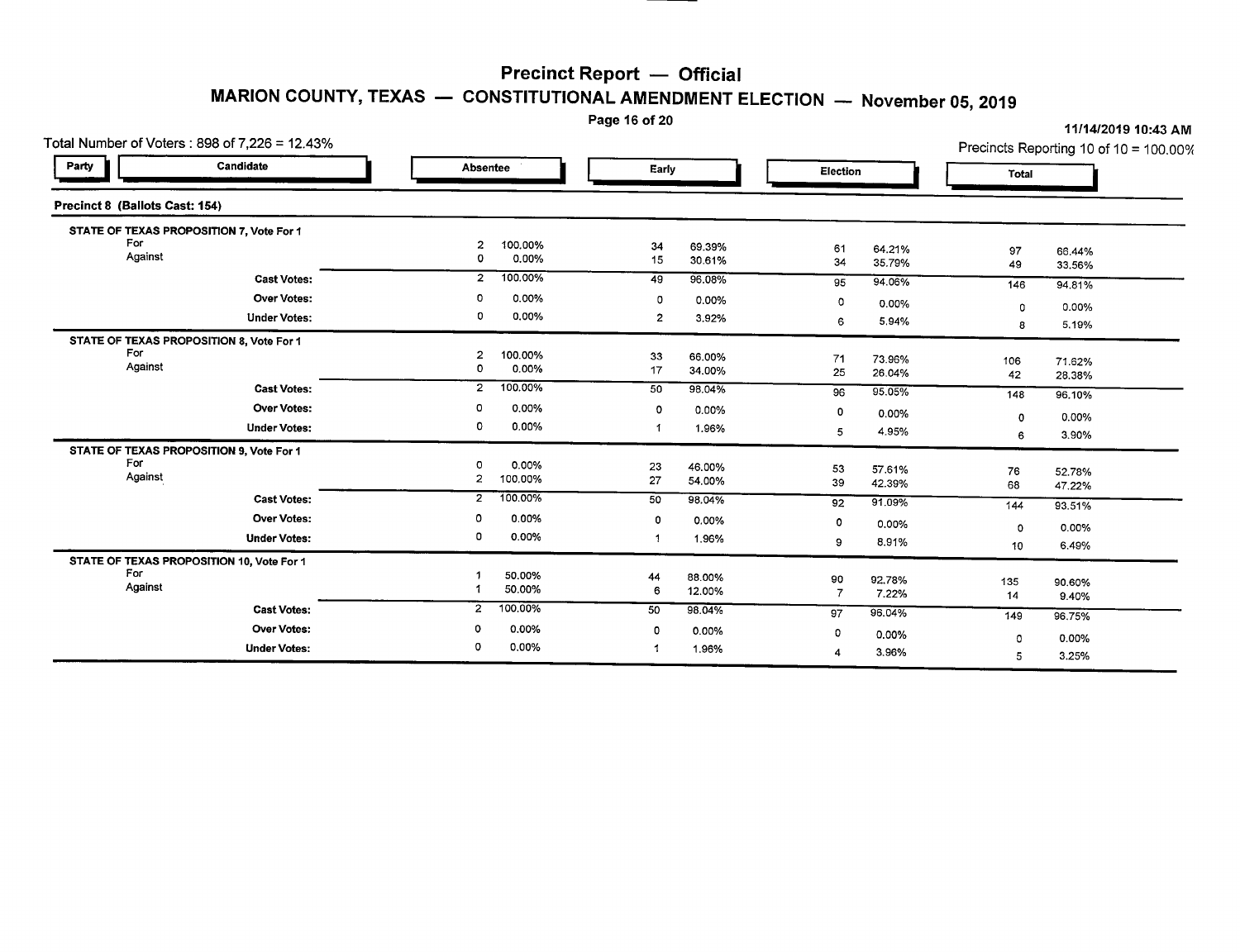# Precinct Report — Official

## MARION COUNTY, TEXAS — CONSTITUTIONAL AMENDMENT ELECTION — November 05, 2019

11/14/2019 10:43 AM

Total Number of Voters : 898 of 7,226 = 12.43%

Precincts Reporting 10 of 10 = 100.00%

| Party | Candidate | Absentee | | Early | | Election | | Total | |
|---|---|---|---|---|---|---|---|---|---|
| **Precinct 8 (Ballots Cast: 154)** | | | | | | | | | |
| **STATE OF TEXAS PROPOSITION 7, Vote For 1** | | | | | | | | | |
| | For | 2 | 100.00% | 34 | 69.39% | 61 | 64.21% | 97 | 66.44% |
| | Against | 0 | 0.00% | 15 | 30.61% | 34 | 35.79% | 49 | 33.56% |
| | **Cast Votes:** | 2 | 100.00% | 49 | 96.08% | 95 | 94.06% | 146 | 94.81% |
| | **Over Votes:** | 0 | 0.00% | 0 | 0.00% | 0 | 0.00% | 0 | 0.00% |
| | **Under Votes:** | 0 | 0.00% | 2 | 3.92% | 6 | 5.94% | 8 | 5.19% |
| **STATE OF TEXAS PROPOSITION 8, Vote For 1** | | | | | | | | | |
| | For | 2 | 100.00% | 33 | 66.00% | 71 | 73.96% | 106 | 71.62% |
| | Against | 0 | 0.00% | 17 | 34.00% | 25 | 26.04% | 42 | 28.38% |
| | **Cast Votes:** | 2 | 100.00% | 50 | 98.04% | 96 | 95.05% | 148 | 96.10% |
| | **Over Votes:** | 0 | 0.00% | 0 | 0.00% | 0 | 0.00% | 0 | 0.00% |
| | **Under Votes:** | 0 | 0.00% | 1 | 1.96% | 5 | 4.95% | 6 | 3.90% |
| **STATE OF TEXAS PROPOSITION 9, Vote For 1** | | | | | | | | | |
| | For | 0 | 0.00% | 23 | 46.00% | 53 | 57.61% | 76 | 52.78% |
| | Against | 2 | 100.00% | 27 | 54.00% | 39 | 42.39% | 68 | 47.22% |
| | **Cast Votes:** | 2 | 100.00% | 50 | 98.04% | 92 | 91.09% | 144 | 93.51% |
| | **Over Votes:** | 0 | 0.00% | 0 | 0.00% | 0 | 0.00% | 0 | 0.00% |
| | **Under Votes:** | 0 | 0.00% | 1 | 1.96% | 9 | 8.91% | 10 | 6.49% |
| **STATE OF TEXAS PROPOSITION 10, Vote For 1** | | | | | | | | | |
| | For | 1 | 50.00% | 44 | 88.00% | 90 | 92.78% | 135 | 90.60% |
| | Against | 1 | 50.00% | 6 | 12.00% | 7 | 7.22% | 14 | 9.40% |
| | **Cast Votes:** | 2 | 100.00% | 50 | 98.04% | 97 | 96.04% | 149 | 96.75% |
| | **Over Votes:** | 0 | 0.00% | 0 | 0.00% | 0 | 0.00% | 0 | 0.00% |
| | **Under Votes:** | 0 | 0.00% | 1 | 1.96% | 4 | 3.96% | 5 | 3.25% |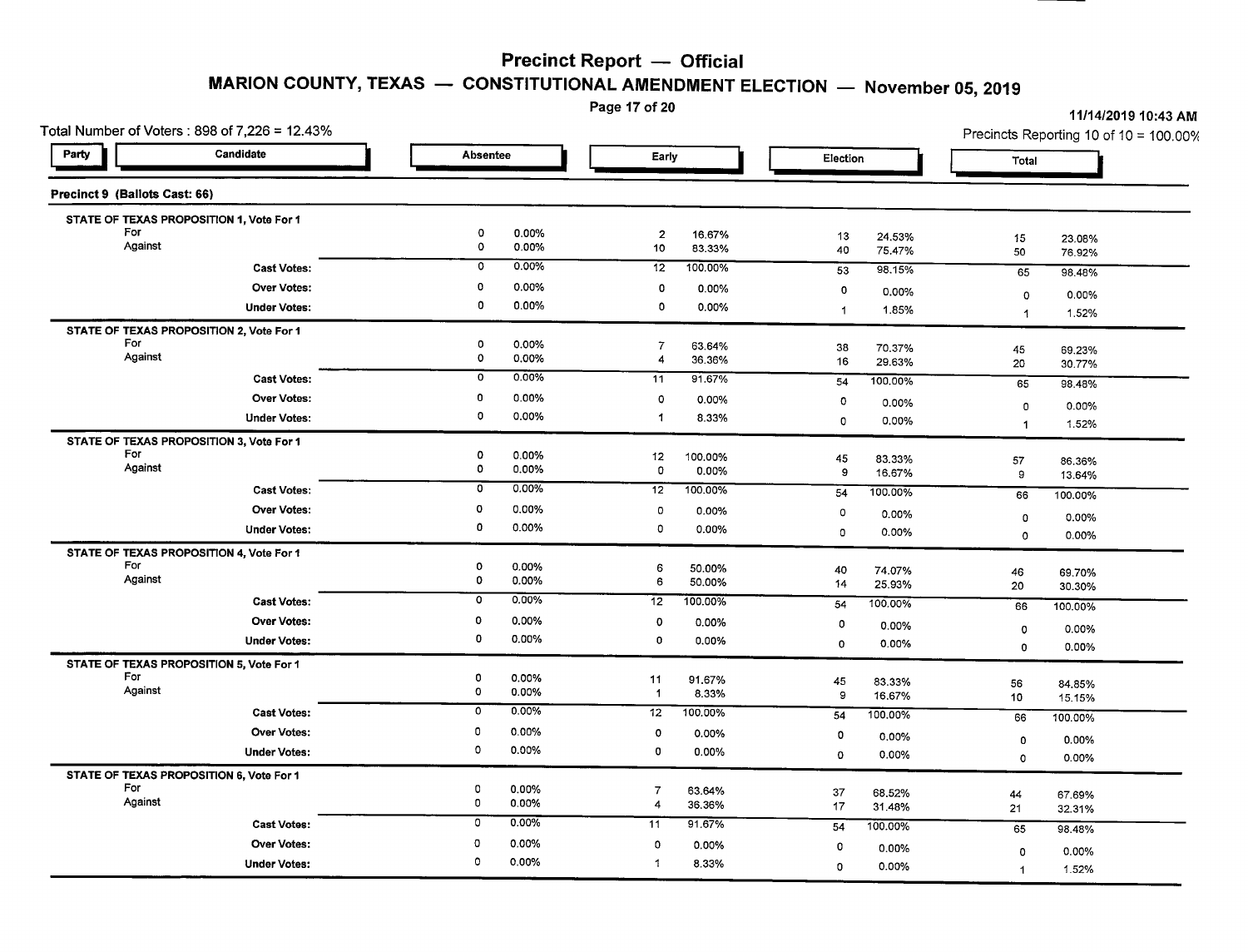# Precinct Report — Official

## MARION COUNTY, TEXAS — CONSTITUTIONAL AMENDMENT ELECTION — November 05, 2019

11/14/2019 10:43 AM

Total Number of Voters : 898 of 7,226 = 12.43%

Precincts Reporting 10 of 10 = 100.00%

| Party | Candidate | Absentee | | Early | | Election | | Total | |
|---|---|---|---|---|---|---|---|---|---|
| **Precinct 9 (Ballots Cast: 66)** | | | | | | | | | |
| STATE OF TEXAS PROPOSITION 1, Vote For 1 | | | | | | | | | |
| | For | 0 | 0.00% | 2 | 16.67% | 13 | 24.53% | 15 | 23.08% |
| | Against | 0 | 0.00% | 10 | 83.33% | 40 | 75.47% | 50 | 76.92% |
| | **Cast Votes:** | 0 | 0.00% | 12 | 100.00% | 53 | 98.15% | 65 | 98.48% |
| | **Over Votes:** | 0 | 0.00% | 0 | 0.00% | 0 | 0.00% | 0 | 0.00% |
| | **Under Votes:** | 0 | 0.00% | 0 | 0.00% | 1 | 1.85% | 1 | 1.52% |
| STATE OF TEXAS PROPOSITION 2, Vote For 1 | | | | | | | | | |
| | For | 0 | 0.00% | 7 | 63.64% | 38 | 70.37% | 45 | 69.23% |
| | Against | 0 | 0.00% | 4 | 36.36% | 16 | 29.63% | 20 | 30.77% |
| | **Cast Votes:** | 0 | 0.00% | 11 | 91.67% | 54 | 100.00% | 65 | 98.48% |
| | **Over Votes:** | 0 | 0.00% | 0 | 0.00% | 0 | 0.00% | 0 | 0.00% |
| | **Under Votes:** | 0 | 0.00% | 1 | 8.33% | 0 | 0.00% | 1 | 1.52% |
| STATE OF TEXAS PROPOSITION 3, Vote For 1 | | | | | | | | | |
| | For | 0 | 0.00% | 12 | 100.00% | 45 | 83.33% | 57 | 86.36% |
| | Against | 0 | 0.00% | 0 | 0.00% | 9 | 16.67% | 9 | 13.64% |
| | **Cast Votes:** | 0 | 0.00% | 12 | 100.00% | 54 | 100.00% | 66 | 100.00% |
| | **Over Votes:** | 0 | 0.00% | 0 | 0.00% | 0 | 0.00% | 0 | 0.00% |
| | **Under Votes:** | 0 | 0.00% | 0 | 0.00% | 0 | 0.00% | 0 | 0.00% |
| STATE OF TEXAS PROPOSITION 4, Vote For 1 | | | | | | | | | |
| | For | 0 | 0.00% | 6 | 50.00% | 40 | 74.07% | 46 | 69.70% |
| | Against | 0 | 0.00% | 6 | 50.00% | 14 | 25.93% | 20 | 30.30% |
| | **Cast Votes:** | 0 | 0.00% | 12 | 100.00% | 54 | 100.00% | 66 | 100.00% |
| | **Over Votes:** | 0 | 0.00% | 0 | 0.00% | 0 | 0.00% | 0 | 0.00% |
| | **Under Votes:** | 0 | 0.00% | 0 | 0.00% | 0 | 0.00% | 0 | 0.00% |
| STATE OF TEXAS PROPOSITION 5, Vote For 1 | | | | | | | | | |
| | For | 0 | 0.00% | 11 | 91.67% | 45 | 83.33% | 56 | 84.85% |
| | Against | 0 | 0.00% | 1 | 8.33% | 9 | 16.67% | 10 | 15.15% |
| | **Cast Votes:** | 0 | 0.00% | 12 | 100.00% | 54 | 100.00% | 66 | 100.00% |
| | **Over Votes:** | 0 | 0.00% | 0 | 0.00% | 0 | 0.00% | 0 | 0.00% |
| | **Under Votes:** | 0 | 0.00% | 0 | 0.00% | 0 | 0.00% | 0 | 0.00% |
| STATE OF TEXAS PROPOSITION 6, Vote For 1 | | | | | | | | | |
| | For | 0 | 0.00% | 7 | 63.64% | 37 | 68.52% | 44 | 67.69% |
| | Against | 0 | 0.00% | 4 | 36.36% | 17 | 31.48% | 21 | 32.31% |
| | **Cast Votes:** | 0 | 0.00% | 11 | 91.67% | 54 | 100.00% | 65 | 98.48% |
| | **Over Votes:** | 0 | 0.00% | 0 | 0.00% | 0 | 0.00% | 0 | 0.00% |
| | **Under Votes:** | 0 | 0.00% | 1 | 8.33% | 0 | 0.00% | 1 | 1.52% |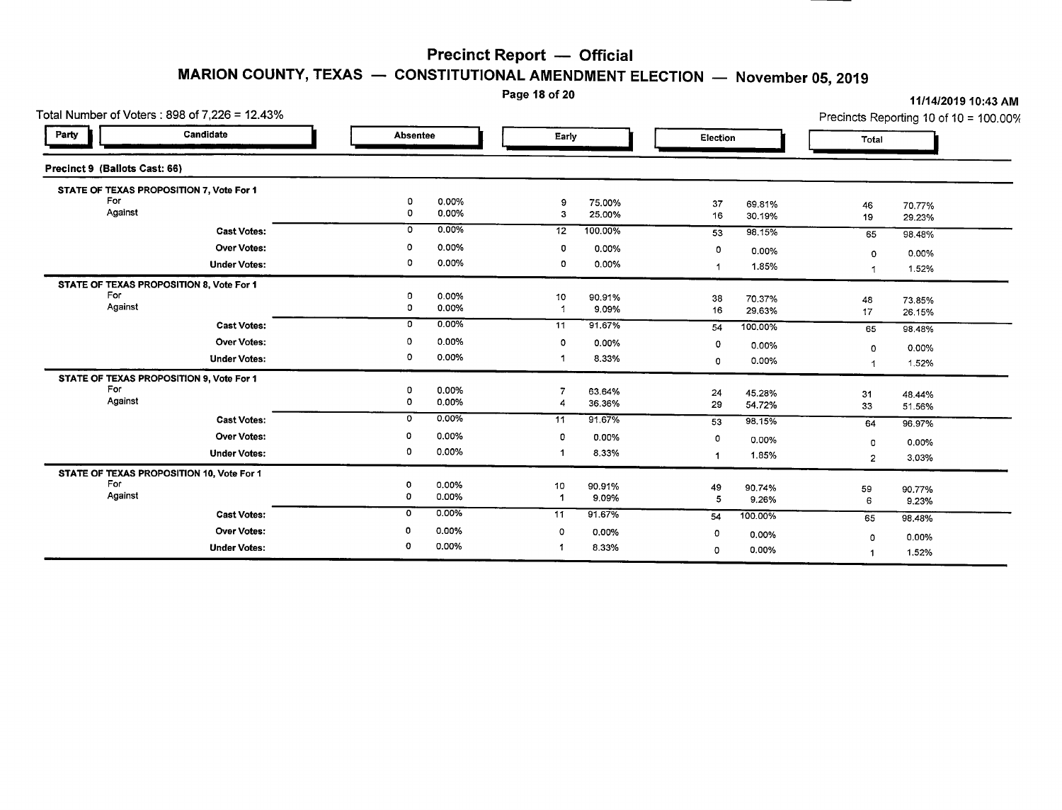# Precinct Report — Official

## MARION COUNTY, TEXAS — CONSTITUTIONAL AMENDMENT ELECTION — November 05, 2019

11/14/2019 10:43 AM

Total Number of Voters : 898 of 7,226 = 12.43%

Precincts Reporting 10 of 10 = 100.00%

### Precinct 9 (Ballots Cast: 66)

| Party | Candidate | Absentee | | Early | | Election | | Total | |
|---|---|---|---|---|---|---|---|---|---|
| **STATE OF TEXAS PROPOSITION 7, Vote For 1** | | | | | | | | | |
| | For | 0 | 0.00% | 9 | 75.00% | 37 | 69.81% | 46 | 70.77% |
| | Against | 0 | 0.00% | 3 | 25.00% | 16 | 30.19% | 19 | 29.23% |
| | **Cast Votes:** | 0 | 0.00% | 12 | 100.00% | 53 | 98.15% | 65 | 98.48% |
| | **Over Votes:** | 0 | 0.00% | 0 | 0.00% | 0 | 0.00% | 0 | 0.00% |
| | **Under Votes:** | 0 | 0.00% | 0 | 0.00% | 1 | 1.85% | 1 | 1.52% |
| **STATE OF TEXAS PROPOSITION 8, Vote For 1** | | | | | | | | | |
| | For | 0 | 0.00% | 10 | 90.91% | 38 | 70.37% | 48 | 73.85% |
| | Against | 0 | 0.00% | 1 | 9.09% | 16 | 29.63% | 17 | 26.15% |
| | **Cast Votes:** | 0 | 0.00% | 11 | 91.67% | 54 | 100.00% | 65 | 98.48% |
| | **Over Votes:** | 0 | 0.00% | 0 | 0.00% | 0 | 0.00% | 0 | 0.00% |
| | **Under Votes:** | 0 | 0.00% | 1 | 8.33% | 0 | 0.00% | 1 | 1.52% |
| **STATE OF TEXAS PROPOSITION 9, Vote For 1** | | | | | | | | | |
| | For | 0 | 0.00% | 7 | 63.64% | 24 | 45.28% | 31 | 48.44% |
| | Against | 0 | 0.00% | 4 | 36.36% | 29 | 54.72% | 33 | 51.56% |
| | **Cast Votes:** | 0 | 0.00% | 11 | 91.67% | 53 | 98.15% | 64 | 96.97% |
| | **Over Votes:** | 0 | 0.00% | 0 | 0.00% | 0 | 0.00% | 0 | 0.00% |
| | **Under Votes:** | 0 | 0.00% | 1 | 8.33% | 1 | 1.85% | 2 | 3.03% |
| **STATE OF TEXAS PROPOSITION 10, Vote For 1** | | | | | | | | | |
| | For | 0 | 0.00% | 10 | 90.91% | 49 | 90.74% | 59 | 90.77% |
| | Against | 0 | 0.00% | 1 | 9.09% | 5 | 9.26% | 6 | 9.23% |
| | **Cast Votes:** | 0 | 0.00% | 11 | 91.67% | 54 | 100.00% | 65 | 98.48% |
| | **Over Votes:** | 0 | 0.00% | 0 | 0.00% | 0 | 0.00% | 0 | 0.00% |
| | **Under Votes:** | 0 | 0.00% | 1 | 8.33% | 0 | 0.00% | 1 | 1.52% |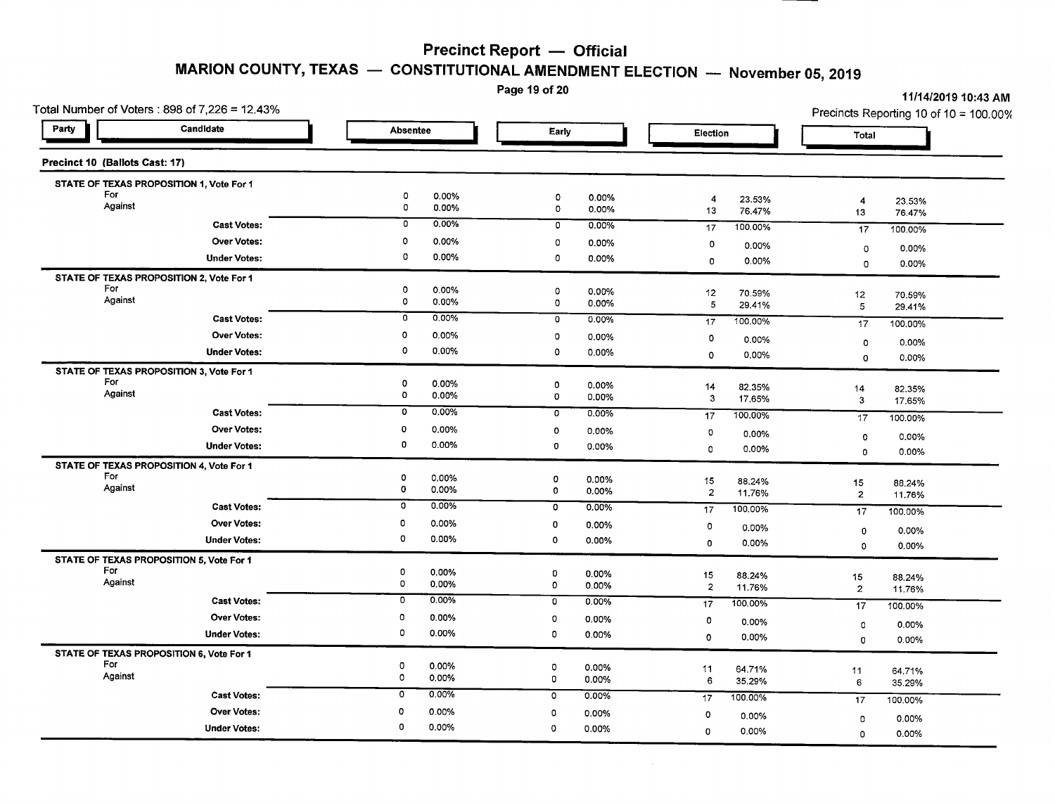# Precinct Report — Official

## MARION COUNTY, TEXAS — CONSTITUTIONAL AMENDMENT ELECTION — November 05, 2019

11/14/2019 10:43 AM

Total Number of Voters : 898 of 7,226 = 12.43%

Precincts Reporting 10 of 10 = 100.00%

| Party | Candidate | Absentee | | Early | | Election | | Total | |
|---|---|---|---|---|---|---|---|---|---|
| **Precinct 10 (Ballots Cast: 17)** | | | | | | | | | |
| **STATE OF TEXAS PROPOSITION 1, Vote For 1** | | | | | | | | | |
| | For | 0 | 0.00% | 0 | 0.00% | 4 | 23.53% | 4 | 23.53% |
| | Against | 0 | 0.00% | 0 | 0.00% | 13 | 76.47% | 13 | 76.47% |
| | **Cast Votes:** | 0 | 0.00% | 0 | 0.00% | 17 | 100.00% | 17 | 100.00% |
| | **Over Votes:** | 0 | 0.00% | 0 | 0.00% | 0 | 0.00% | 0 | 0.00% |
| | **Under Votes:** | 0 | 0.00% | 0 | 0.00% | 0 | 0.00% | 0 | 0.00% |
| **STATE OF TEXAS PROPOSITION 2, Vote For 1** | | | | | | | | | |
| | For | 0 | 0.00% | 0 | 0.00% | 12 | 70.59% | 12 | 70.59% |
| | Against | 0 | 0.00% | 0 | 0.00% | 5 | 29.41% | 5 | 29.41% |
| | **Cast Votes:** | 0 | 0.00% | 0 | 0.00% | 17 | 100.00% | 17 | 100.00% |
| | **Over Votes:** | 0 | 0.00% | 0 | 0.00% | 0 | 0.00% | 0 | 0.00% |
| | **Under Votes:** | 0 | 0.00% | 0 | 0.00% | 0 | 0.00% | 0 | 0.00% |
| **STATE OF TEXAS PROPOSITION 3, Vote For 1** | | | | | | | | | |
| | For | 0 | 0.00% | 0 | 0.00% | 14 | 82.35% | 14 | 82.35% |
| | Against | 0 | 0.00% | 0 | 0.00% | 3 | 17.65% | 3 | 17.65% |
| | **Cast Votes:** | 0 | 0.00% | 0 | 0.00% | 17 | 100.00% | 17 | 100.00% |
| | **Over Votes:** | 0 | 0.00% | 0 | 0.00% | 0 | 0.00% | 0 | 0.00% |
| | **Under Votes:** | 0 | 0.00% | 0 | 0.00% | 0 | 0.00% | 0 | 0.00% |
| **STATE OF TEXAS PROPOSITION 4, Vote For 1** | | | | | | | | | |
| | For | 0 | 0.00% | 0 | 0.00% | 15 | 88.24% | 15 | 88.24% |
| | Against | 0 | 0.00% | 0 | 0.00% | 2 | 11.76% | 2 | 11.76% |
| | **Cast Votes:** | 0 | 0.00% | 0 | 0.00% | 17 | 100.00% | 17 | 100.00% |
| | **Over Votes:** | 0 | 0.00% | 0 | 0.00% | 0 | 0.00% | 0 | 0.00% |
| | **Under Votes:** | 0 | 0.00% | 0 | 0.00% | 0 | 0.00% | 0 | 0.00% |
| **STATE OF TEXAS PROPOSITION 5, Vote For 1** | | | | | | | | | |
| | For | 0 | 0.00% | 0 | 0.00% | 15 | 88.24% | 15 | 88.24% |
| | Against | 0 | 0.00% | 0 | 0.00% | 2 | 11.76% | 2 | 11.76% |
| | **Cast Votes:** | 0 | 0.00% | 0 | 0.00% | 17 | 100.00% | 17 | 100.00% |
| | **Over Votes:** | 0 | 0.00% | 0 | 0.00% | 0 | 0.00% | 0 | 0.00% |
| | **Under Votes:** | 0 | 0.00% | 0 | 0.00% | 0 | 0.00% | 0 | 0.00% |
| **STATE OF TEXAS PROPOSITION 6, Vote For 1** | | | | | | | | | |
| | For | 0 | 0.00% | 0 | 0.00% | 11 | 64.71% | 11 | 64.71% |
| | Against | 0 | 0.00% | 0 | 0.00% | 6 | 35.29% | 6 | 35.29% |
| | **Cast Votes:** | 0 | 0.00% | 0 | 0.00% | 17 | 100.00% | 17 | 100.00% |
| | **Over Votes:** | 0 | 0.00% | 0 | 0.00% | 0 | 0.00% | 0 | 0.00% |
| | **Under Votes:** | 0 | 0.00% | 0 | 0.00% | 0 | 0.00% | 0 | 0.00% |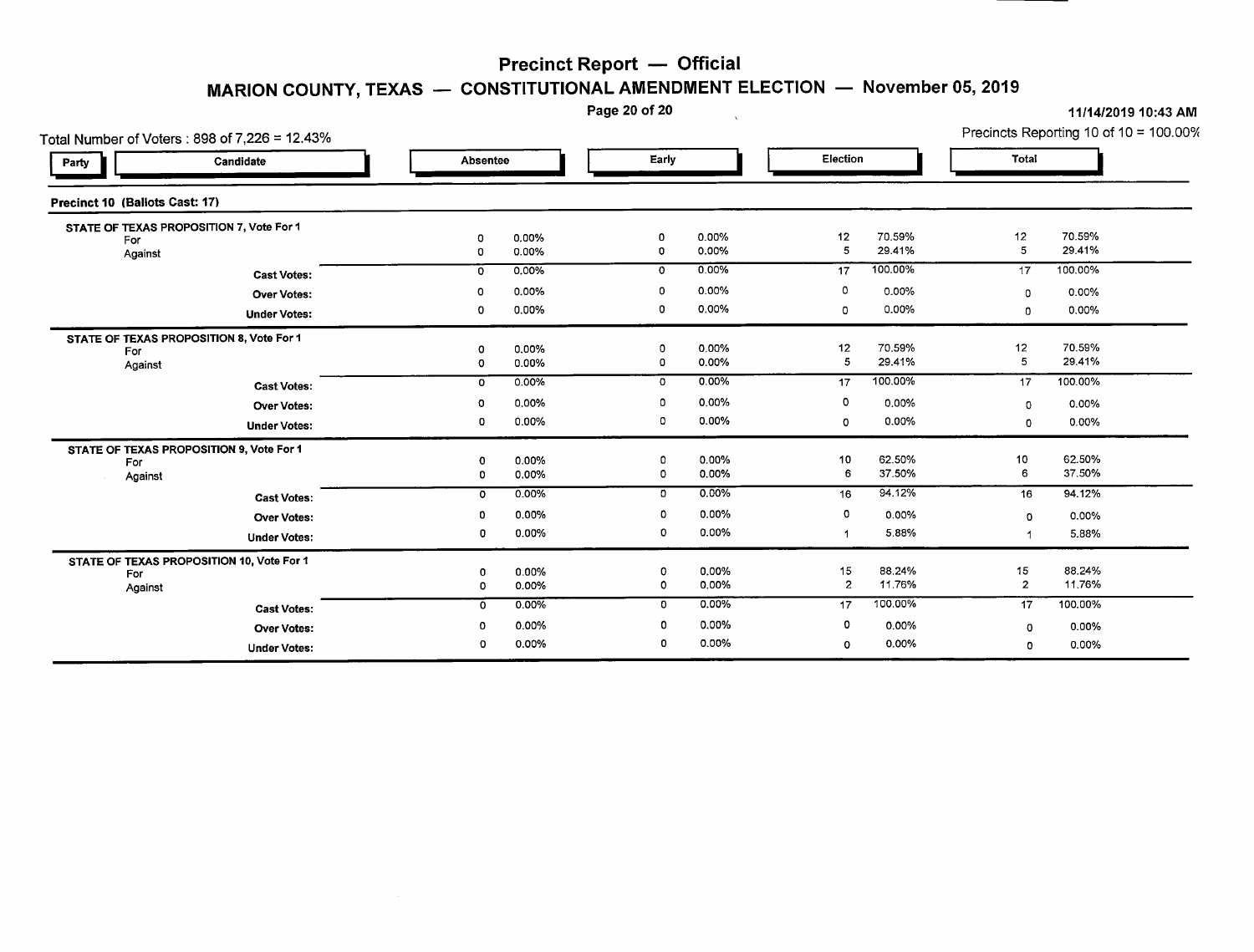# Precinct Report — Official

## MARION COUNTY, TEXAS — CONSTITUTIONAL AMENDMENT ELECTION — November 05, 2019

11/14/2019 10:43 AM

Total Number of Voters : 898 of 7,226 = 12.43%

Precincts Reporting 10 of 10 = 100.00%

| Party | Candidate | Absentee | | Early | | Election | | Total | |
|---|---|---|---|---|---|---|---|---|---|
| **Precinct 10 (Ballots Cast: 17)** | | | | | | | | | |
| **STATE OF TEXAS PROPOSITION 7, Vote For 1** | | | | | | | | | |
| | For | 0 | 0.00% | 0 | 0.00% | 12 | 70.59% | 12 | 70.59% |
| | Against | 0 | 0.00% | 0 | 0.00% | 5 | 29.41% | 5 | 29.41% |
| | **Cast Votes:** | 0 | 0.00% | 0 | 0.00% | 17 | 100.00% | 17 | 100.00% |
| | **Over Votes:** | 0 | 0.00% | 0 | 0.00% | 0 | 0.00% | 0 | 0.00% |
| | **Under Votes:** | 0 | 0.00% | 0 | 0.00% | 0 | 0.00% | 0 | 0.00% |
| **STATE OF TEXAS PROPOSITION 8, Vote For 1** | | | | | | | | | |
| | For | 0 | 0.00% | 0 | 0.00% | 12 | 70.59% | 12 | 70.59% |
| | Against | 0 | 0.00% | 0 | 0.00% | 5 | 29.41% | 5 | 29.41% |
| | **Cast Votes:** | 0 | 0.00% | 0 | 0.00% | 17 | 100.00% | 17 | 100.00% |
| | **Over Votes:** | 0 | 0.00% | 0 | 0.00% | 0 | 0.00% | 0 | 0.00% |
| | **Under Votes:** | 0 | 0.00% | 0 | 0.00% | 0 | 0.00% | 0 | 0.00% |
| **STATE OF TEXAS PROPOSITION 9, Vote For 1** | | | | | | | | | |
| | For | 0 | 0.00% | 0 | 0.00% | 10 | 62.50% | 10 | 62.50% |
| | Against | 0 | 0.00% | 0 | 0.00% | 6 | 37.50% | 6 | 37.50% |
| | **Cast Votes:** | 0 | 0.00% | 0 | 0.00% | 16 | 94.12% | 16 | 94.12% |
| | **Over Votes:** | 0 | 0.00% | 0 | 0.00% | 0 | 0.00% | 0 | 0.00% |
| | **Under Votes:** | 0 | 0.00% | 0 | 0.00% | 1 | 5.88% | 1 | 5.88% |
| **STATE OF TEXAS PROPOSITION 10, Vote For 1** | | | | | | | | | |
| | For | 0 | 0.00% | 0 | 0.00% | 15 | 88.24% | 15 | 88.24% |
| | Against | 0 | 0.00% | 0 | 0.00% | 2 | 11.76% | 2 | 11.76% |
| | **Cast Votes:** | 0 | 0.00% | 0 | 0.00% | 17 | 100.00% | 17 | 100.00% |
| | **Over Votes:** | 0 | 0.00% | 0 | 0.00% | 0 | 0.00% | 0 | 0.00% |
| | **Under Votes:** | 0 | 0.00% | 0 | 0.00% | 0 | 0.00% | 0 | 0.00% |